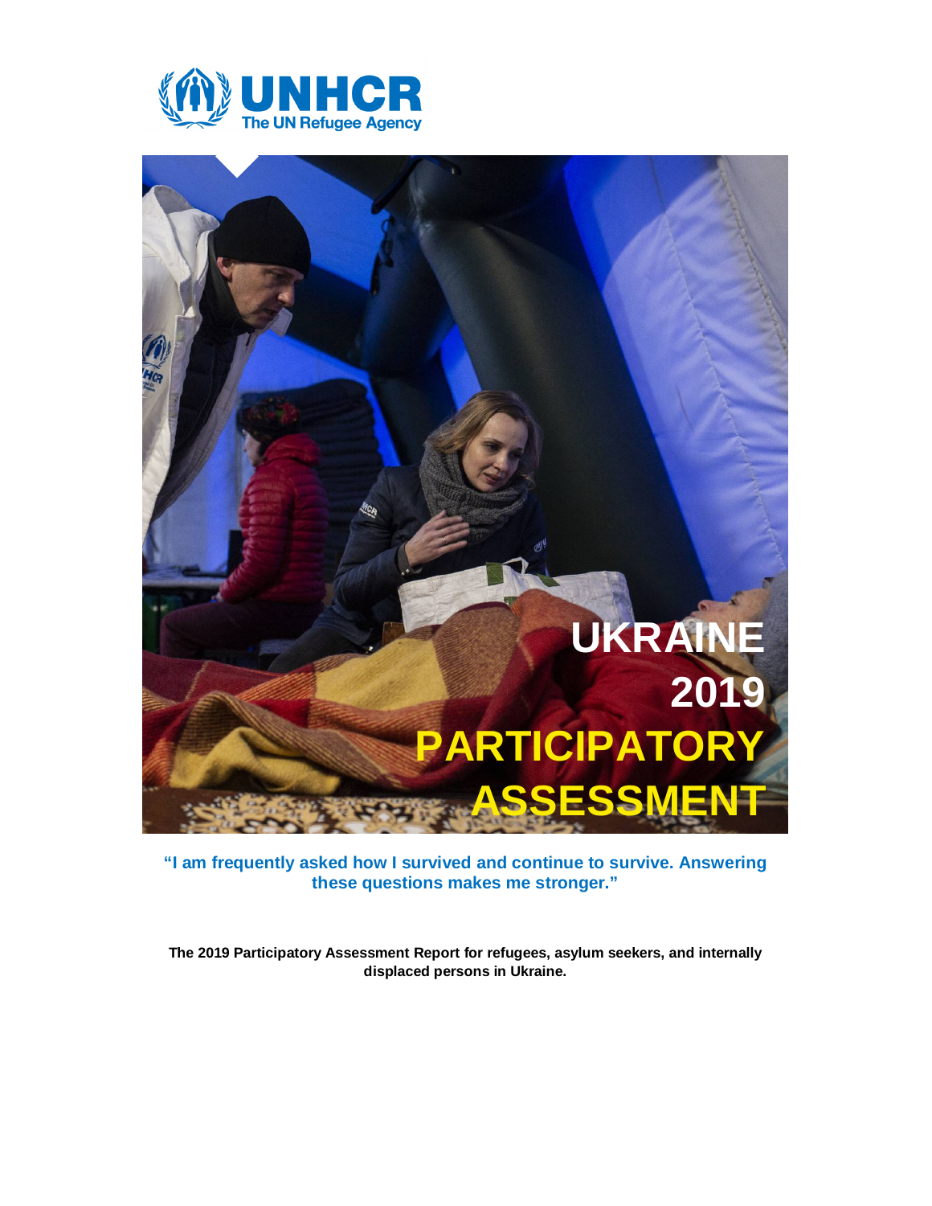UNHCR
The UN Refugee Agency

# UKRAINE 2019 PARTICIPATORY ASSESSMENT

**"I am frequently asked how I survived and continue to survive. Answering these questions makes me stronger."**

**The 2019 Participatory Assessment Report for refugees, asylum seekers, and internally displaced persons in Ukraine.**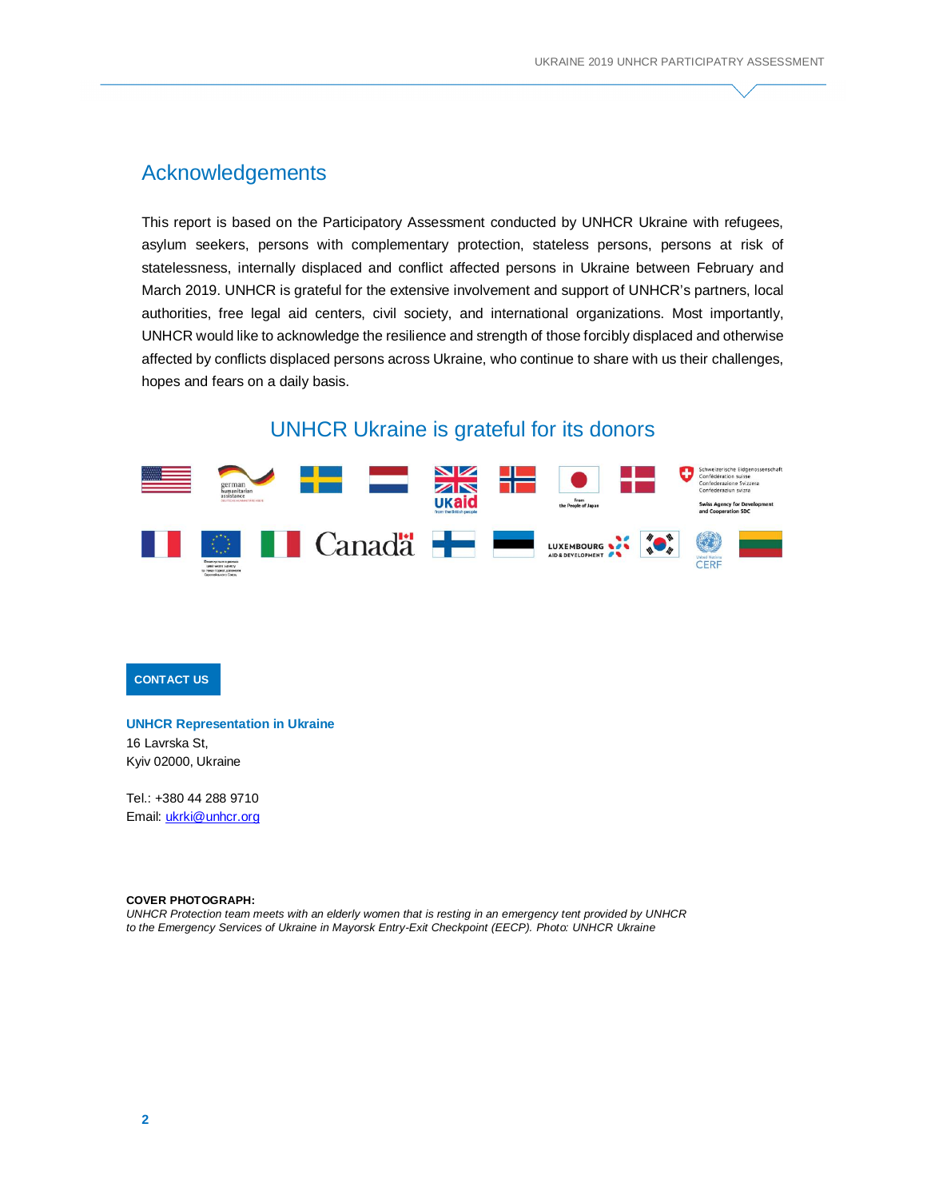## Acknowledgements

This report is based on the Participatory Assessment conducted by UNHCR Ukraine with refugees, asylum seekers, persons with complementary protection, stateless persons, persons at risk of statelessness, internally displaced and conflict affected persons in Ukraine between February and March 2019. UNHCR is grateful for the extensive involvement and support of UNHCR's partners, local authorities, free legal aid centers, civil society, and international organizations. Most importantly, UNHCR would like to acknowledge the resilience and strength of those forcibly displaced and otherwise affected by conflicts displaced persons across Ukraine, who continue to share with us their challenges, hopes and fears on a daily basis.

### UNHCR Ukraine is grateful for its donors

**CONTACT US**

**UNHCR Representation in Ukraine**
16 Lavrska St,
Kyiv 02000, Ukraine

Tel.: +380 44 288 9710
Email: ukrki@unhcr.org

**COVER PHOTOGRAPH:**
*UNHCR Protection team meets with an elderly women that is resting in an emergency tent provided by UNHCR to the Emergency Services of Ukraine in Mayorsk Entry-Exit Checkpoint (EECP). Photo: UNHCR Ukraine*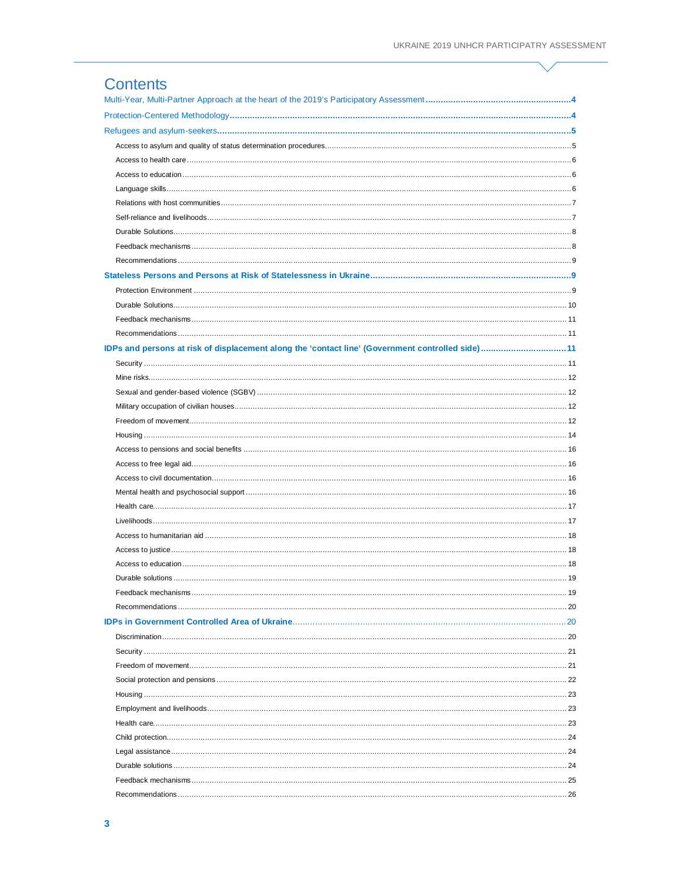# Contents

Multi-Year, Multi-Partner Approach at the heart of the 2019's Participatory Assessment .......... 4

Protection-Centered Methodology .......... 4

Refugees and asylum-seekers .......... 5

- Access to asylum and quality of status determination procedures .......... 5
- Access to health care .......... 6
- Access to education .......... 6
- Language skills .......... 6
- Relations with host communities .......... 7
- Self-reliance and livelihoods .......... 7
- Durable Solutions .......... 8
- Feedback mechanisms .......... 8
- Recommendations .......... 9

Stateless Persons and Persons at Risk of Statelessness in Ukraine .......... 9

- Protection Environment .......... 9
- Durable Solutions .......... 10
- Feedback mechanisms .......... 11
- Recommendations .......... 11

IDPs and persons at risk of displacement along the 'contact line' (Government controlled side) .......... 11

- Security .......... 11
- Mine risks .......... 12
- Sexual and gender-based violence (SGBV) .......... 12
- Military occupation of civilian houses .......... 12
- Freedom of movement .......... 12
- Housing .......... 14
- Access to pensions and social benefits .......... 16
- Access to free legal aid .......... 16
- Access to civil documentation .......... 16
- Mental health and psychosocial support .......... 16
- Health care .......... 17
- Livelihoods .......... 17
- Access to humanitarian aid .......... 18
- Access to justice .......... 18
- Access to education .......... 18
- Durable solutions .......... 19
- Feedback mechanisms .......... 19
- Recommendations .......... 20

IDPs in Government Controlled Area of Ukraine .......... 20

- Discrimination .......... 20
- Security .......... 21
- Freedom of movement .......... 21
- Social protection and pensions .......... 22
- Housing .......... 23
- Employment and livelihoods .......... 23
- Health care .......... 23
- Child protection .......... 24
- Legal assistance .......... 24
- Durable solutions .......... 24
- Feedback mechanisms .......... 25
- Recommendations .......... 26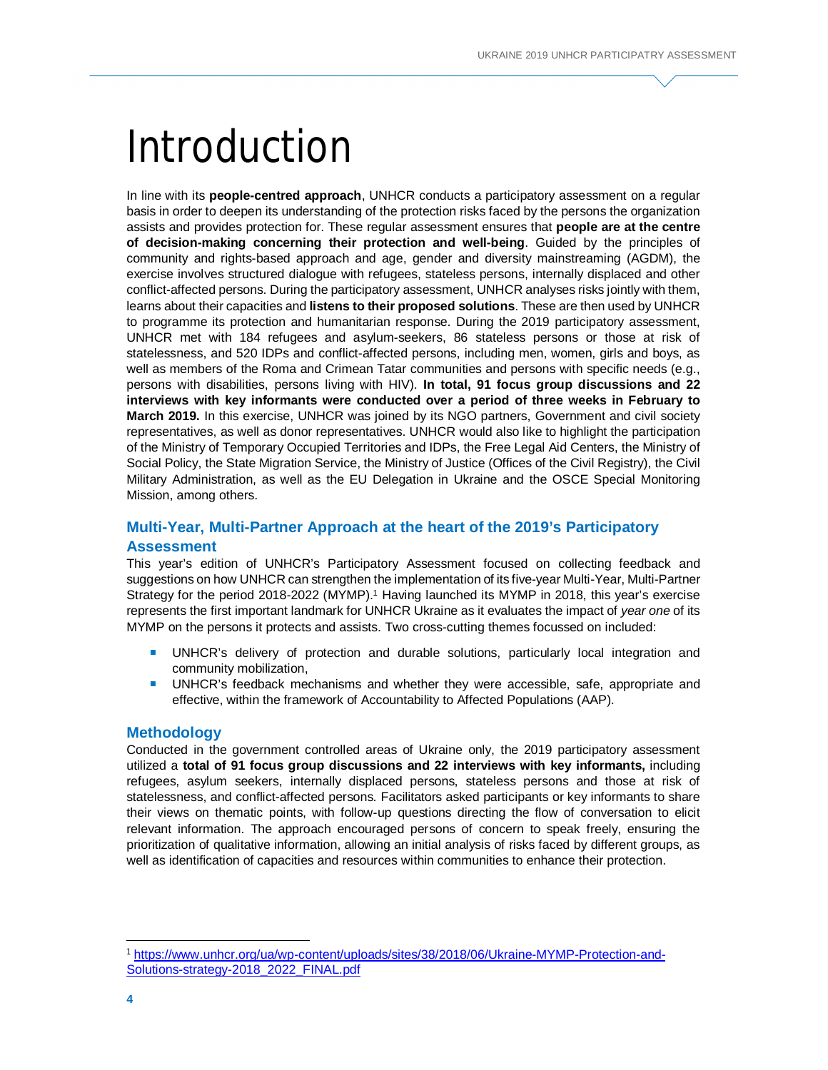# Introduction

In line with its **people-centred approach**, UNHCR conducts a participatory assessment on a regular basis in order to deepen its understanding of the protection risks faced by the persons the organization assists and provides protection for. These regular assessment ensures that **people are at the centre of decision-making concerning their protection and well-being**. Guided by the principles of community and rights-based approach and age, gender and diversity mainstreaming (AGDM), the exercise involves structured dialogue with refugees, stateless persons, internally displaced and other conflict-affected persons. During the participatory assessment, UNHCR analyses risks jointly with them, learns about their capacities and **listens to their proposed solutions**. These are then used by UNHCR to programme its protection and humanitarian response. During the 2019 participatory assessment, UNHCR met with 184 refugees and asylum-seekers, 86 stateless persons or those at risk of statelessness, and 520 IDPs and conflict-affected persons, including men, women, girls and boys, as well as members of the Roma and Crimean Tatar communities and persons with specific needs (e.g., persons with disabilities, persons living with HIV). **In total, 91 focus group discussions and 22 interviews with key informants were conducted over a period of three weeks in February to March 2019.** In this exercise, UNHCR was joined by its NGO partners, Government and civil society representatives, as well as donor representatives. UNHCR would also like to highlight the participation of the Ministry of Temporary Occupied Territories and IDPs, the Free Legal Aid Centers, the Ministry of Social Policy, the State Migration Service, the Ministry of Justice (Offices of the Civil Registry), the Civil Military Administration, as well as the EU Delegation in Ukraine and the OSCE Special Monitoring Mission, among others.

## Multi-Year, Multi-Partner Approach at the heart of the 2019's Participatory Assessment

This year's edition of UNHCR's Participatory Assessment focused on collecting feedback and suggestions on how UNHCR can strengthen the implementation of its five-year Multi-Year, Multi-Partner Strategy for the period 2018-2022 (MYMP).[1] Having launched its MYMP in 2018, this year's exercise represents the first important landmark for UNHCR Ukraine as it evaluates the impact of *year one* of its MYMP on the persons it protects and assists. Two cross-cutting themes focussed on included:

- UNHCR's delivery of protection and durable solutions, particularly local integration and community mobilization,
- UNHCR's feedback mechanisms and whether they were accessible, safe, appropriate and effective, within the framework of Accountability to Affected Populations (AAP).

## Methodology

Conducted in the government controlled areas of Ukraine only, the 2019 participatory assessment utilized a **total of 91 focus group discussions and 22 interviews with key informants,** including refugees, asylum seekers, internally displaced persons, stateless persons and those at risk of statelessness, and conflict-affected persons. Facilitators asked participants or key informants to share their views on thematic points, with follow-up questions directing the flow of conversation to elicit relevant information. The approach encouraged persons of concern to speak freely, ensuring the prioritization of qualitative information, allowing an initial analysis of risks faced by different groups, as well as identification of capacities and resources within communities to enhance their protection.

[1] https://www.unhcr.org/ua/wp-content/uploads/sites/38/2018/06/Ukraine-MYMP-Protection-and-Solutions-strategy-2018_2022_FINAL.pdf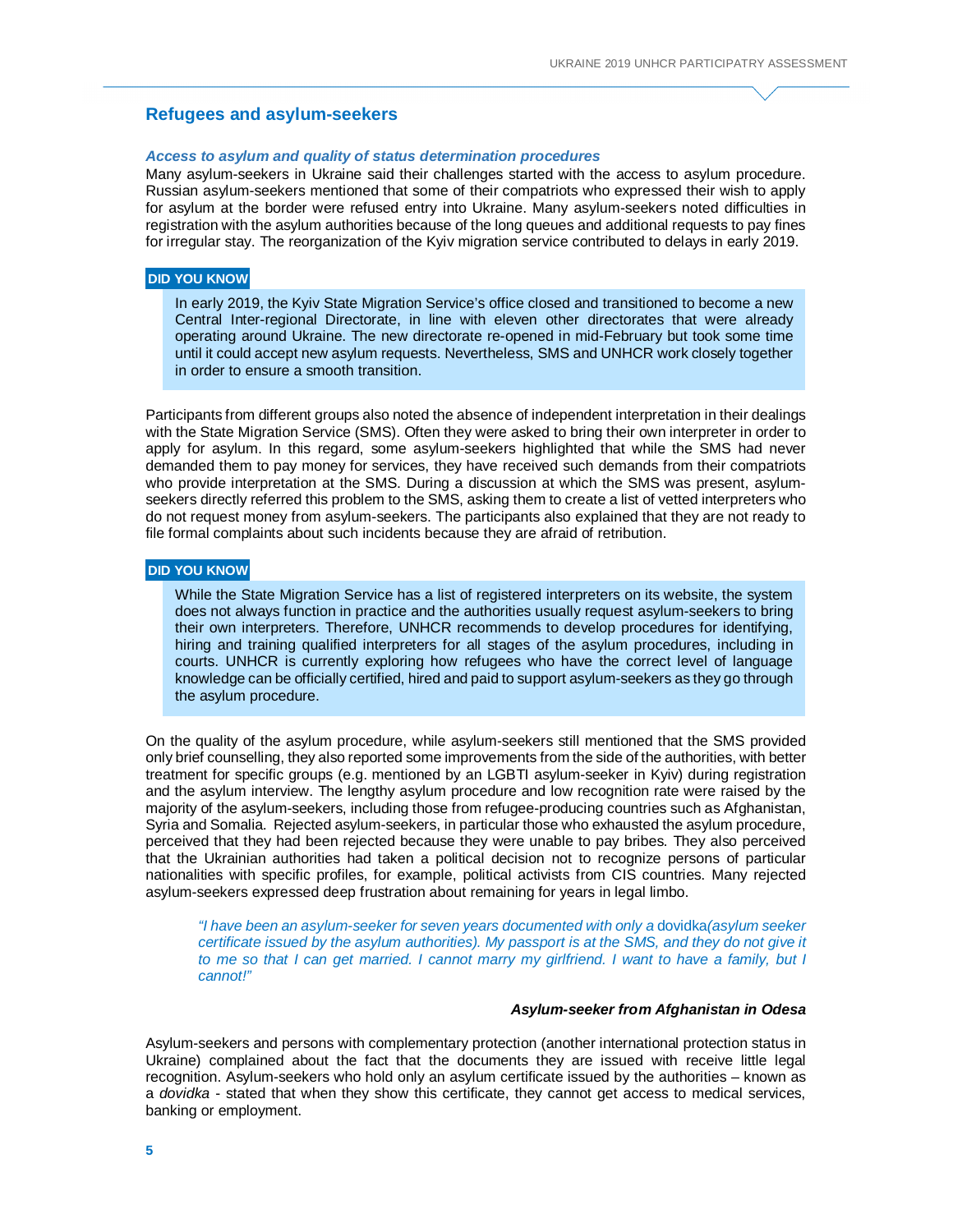## Refugees and asylum-seekers

### *Access to asylum and quality of status determination procedures*

Many asylum-seekers in Ukraine said their challenges started with the access to asylum procedure. Russian asylum-seekers mentioned that some of their compatriots who expressed their wish to apply for asylum at the border were refused entry into Ukraine. Many asylum-seekers noted difficulties in registration with the asylum authorities because of the long queues and additional requests to pay fines for irregular stay. The reorganization of the Kyiv migration service contributed to delays in early 2019.

**DID YOU KNOW**

> In early 2019, the Kyiv State Migration Service's office closed and transitioned to become a new Central Inter-regional Directorate, in line with eleven other directorates that were already operating around Ukraine. The new directorate re-opened in mid-February but took some time until it could accept new asylum requests. Nevertheless, SMS and UNHCR work closely together in order to ensure a smooth transition.

Participants from different groups also noted the absence of independent interpretation in their dealings with the State Migration Service (SMS). Often they were asked to bring their own interpreter in order to apply for asylum. In this regard, some asylum-seekers highlighted that while the SMS had never demanded them to pay money for services, they have received such demands from their compatriots who provide interpretation at the SMS. During a discussion at which the SMS was present, asylum-seekers directly referred this problem to the SMS, asking them to create a list of vetted interpreters who do not request money from asylum-seekers. The participants also explained that they are not ready to file formal complaints about such incidents because they are afraid of retribution.

**DID YOU KNOW**

> While the State Migration Service has a list of registered interpreters on its website, the system does not always function in practice and the authorities usually request asylum-seekers to bring their own interpreters. Therefore, UNHCR recommends to develop procedures for identifying, hiring and training qualified interpreters for all stages of the asylum procedures, including in courts. UNHCR is currently exploring how refugees who have the correct level of language knowledge can be officially certified, hired and paid to support asylum-seekers as they go through the asylum procedure.

On the quality of the asylum procedure, while asylum-seekers still mentioned that the SMS provided only brief counselling, they also reported some improvements from the side of the authorities, with better treatment for specific groups (e.g. mentioned by an LGBTI asylum-seeker in Kyiv) during registration and the asylum interview. The lengthy asylum procedure and low recognition rate were raised by the majority of the asylum-seekers, including those from refugee-producing countries such as Afghanistan, Syria and Somalia. Rejected asylum-seekers, in particular those who exhausted the asylum procedure, perceived that they had been rejected because they were unable to pay bribes. They also perceived that the Ukrainian authorities had taken a political decision not to recognize persons of particular nationalities with specific profiles, for example, political activists from CIS countries. Many rejected asylum-seekers expressed deep frustration about remaining for years in legal limbo.

> *"I have been an asylum-seeker for seven years documented with only a* dovidka *(asylum seeker certificate issued by the asylum authorities). My passport is at the SMS, and they do not give it to me so that I can get married. I cannot marry my girlfriend. I want to have a family, but I cannot!"*
>
> ***Asylum-seeker from Afghanistan in Odesa***

Asylum-seekers and persons with complementary protection (another international protection status in Ukraine) complained about the fact that the documents they are issued with receive little legal recognition. Asylum-seekers who hold only an asylum certificate issued by the authorities – known as a *dovidka* - stated that when they show this certificate, they cannot get access to medical services, banking or employment.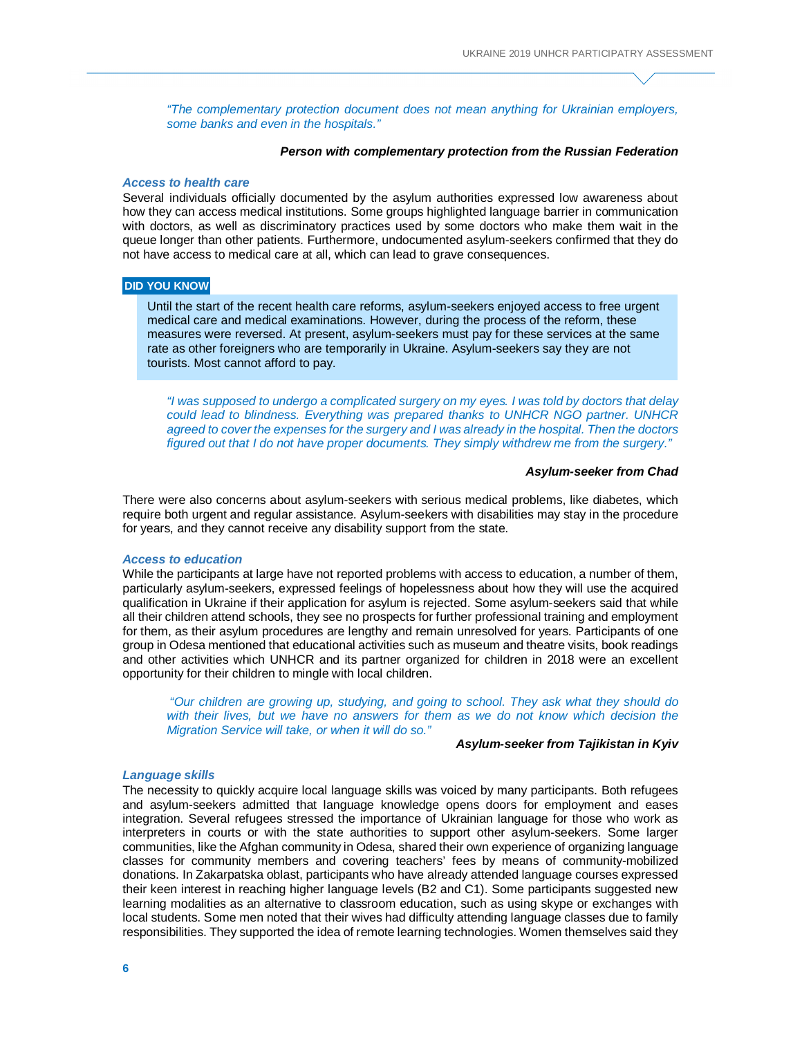*"The complementary protection document does not mean anything for Ukrainian employers, some banks and even in the hospitals."*

***Person with complementary protection from the Russian Federation***

### *Access to health care*

Several individuals officially documented by the asylum authorities expressed low awareness about how they can access medical institutions. Some groups highlighted language barrier in communication with doctors, as well as discriminatory practices used by some doctors who make them wait in the queue longer than other patients. Furthermore, undocumented asylum-seekers confirmed that they do not have access to medical care at all, which can lead to grave consequences.

**DID YOU KNOW**

> Until the start of the recent health care reforms, asylum-seekers enjoyed access to free urgent medical care and medical examinations. However, during the process of the reform, these measures were reversed. At present, asylum-seekers must pay for these services at the same rate as other foreigners who are temporarily in Ukraine. Asylum-seekers say they are not tourists. Most cannot afford to pay.

*"I was supposed to undergo a complicated surgery on my eyes. I was told by doctors that delay could lead to blindness. Everything was prepared thanks to UNHCR NGO partner. UNHCR agreed to cover the expenses for the surgery and I was already in the hospital. Then the doctors figured out that I do not have proper documents. They simply withdrew me from the surgery."*

***Asylum-seeker from Chad***

There were also concerns about asylum-seekers with serious medical problems, like diabetes, which require both urgent and regular assistance. Asylum-seekers with disabilities may stay in the procedure for years, and they cannot receive any disability support from the state.

### *Access to education*

While the participants at large have not reported problems with access to education, a number of them, particularly asylum-seekers, expressed feelings of hopelessness about how they will use the acquired qualification in Ukraine if their application for asylum is rejected. Some asylum-seekers said that while all their children attend schools, they see no prospects for further professional training and employment for them, as their asylum procedures are lengthy and remain unresolved for years. Participants of one group in Odesa mentioned that educational activities such as museum and theatre visits, book readings and other activities which UNHCR and its partner organized for children in 2018 were an excellent opportunity for their children to mingle with local children.

*"Our children are growing up, studying, and going to school. They ask what they should do with their lives, but we have no answers for them as we do not know which decision the Migration Service will take, or when it will do so."*

***Asylum-seeker from Tajikistan in Kyiv***

### *Language skills*

The necessity to quickly acquire local language skills was voiced by many participants. Both refugees and asylum-seekers admitted that language knowledge opens doors for employment and eases integration. Several refugees stressed the importance of Ukrainian language for those who work as interpreters in courts or with the state authorities to support other asylum-seekers. Some larger communities, like the Afghan community in Odesa, shared their own experience of organizing language classes for community members and covering teachers' fees by means of community-mobilized donations. In Zakarpatska oblast, participants who have already attended language courses expressed their keen interest in reaching higher language levels (B2 and C1). Some participants suggested new learning modalities as an alternative to classroom education, such as using skype or exchanges with local students. Some men noted that their wives had difficulty attending language classes due to family responsibilities. They supported the idea of remote learning technologies. Women themselves said they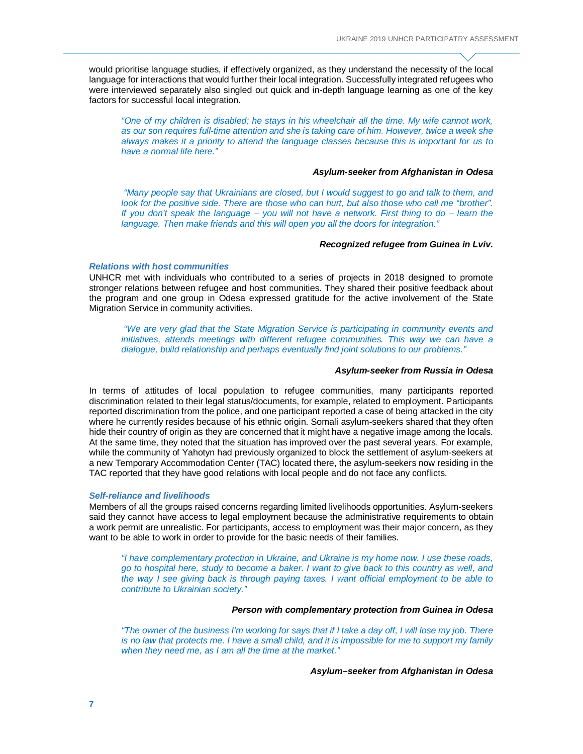would prioritise language studies, if effectively organized, as they understand the necessity of the local language for interactions that would further their local integration. Successfully integrated refugees who were interviewed separately also singled out quick and in-depth language learning as one of the key factors for successful local integration.

> *"One of my children is disabled; he stays in his wheelchair all the time. My wife cannot work, as our son requires full-time attention and she is taking care of him. However, twice a week she always makes it a priority to attend the language classes because this is important for us to have a normal life here."*
>
> ***Asylum-seeker from Afghanistan in Odesa***

> *"Many people say that Ukrainians are closed, but I would suggest to go and talk to them, and look for the positive side. There are those who can hurt, but also those who call me "brother". If you don't speak the language – you will not have a network. First thing to do – learn the language. Then make friends and this will open you all the doors for integration."*
>
> ***Recognized refugee from Guinea in Lviv.***

### *Relations with host communities*

UNHCR met with individuals who contributed to a series of projects in 2018 designed to promote stronger relations between refugee and host communities. They shared their positive feedback about the program and one group in Odesa expressed gratitude for the active involvement of the State Migration Service in community activities.

> *"We are very glad that the State Migration Service is participating in community events and initiatives, attends meetings with different refugee communities. This way we can have a dialogue, build relationship and perhaps eventually find joint solutions to our problems."*
>
> ***Asylum-seeker from Russia in Odesa***

In terms of attitudes of local population to refugee communities, many participants reported discrimination related to their legal status/documents, for example, related to employment. Participants reported discrimination from the police, and one participant reported a case of being attacked in the city where he currently resides because of his ethnic origin. Somali asylum-seekers shared that they often hide their country of origin as they are concerned that it might have a negative image among the locals. At the same time, they noted that the situation has improved over the past several years. For example, while the community of Yahotyn had previously organized to block the settlement of asylum-seekers at a new Temporary Accommodation Center (TAC) located there, the asylum-seekers now residing in the TAC reported that they have good relations with local people and do not face any conflicts.

### *Self-reliance and livelihoods*

Members of all the groups raised concerns regarding limited livelihoods opportunities. Asylum-seekers said they cannot have access to legal employment because the administrative requirements to obtain a work permit are unrealistic. For participants, access to employment was their major concern, as they want to be able to work in order to provide for the basic needs of their families.

> *"I have complementary protection in Ukraine, and Ukraine is my home now. I use these roads, go to hospital here, study to become a baker. I want to give back to this country as well, and the way I see giving back is through paying taxes. I want official employment to be able to contribute to Ukrainian society."*
>
> ***Person with complementary protection from Guinea in Odesa***

> *"The owner of the business I'm working for says that if I take a day off, I will lose my job. There is no law that protects me. I have a small child, and it is impossible for me to support my family when they need me, as I am all the time at the market."*
>
> ***Asylum–seeker from Afghanistan in Odesa***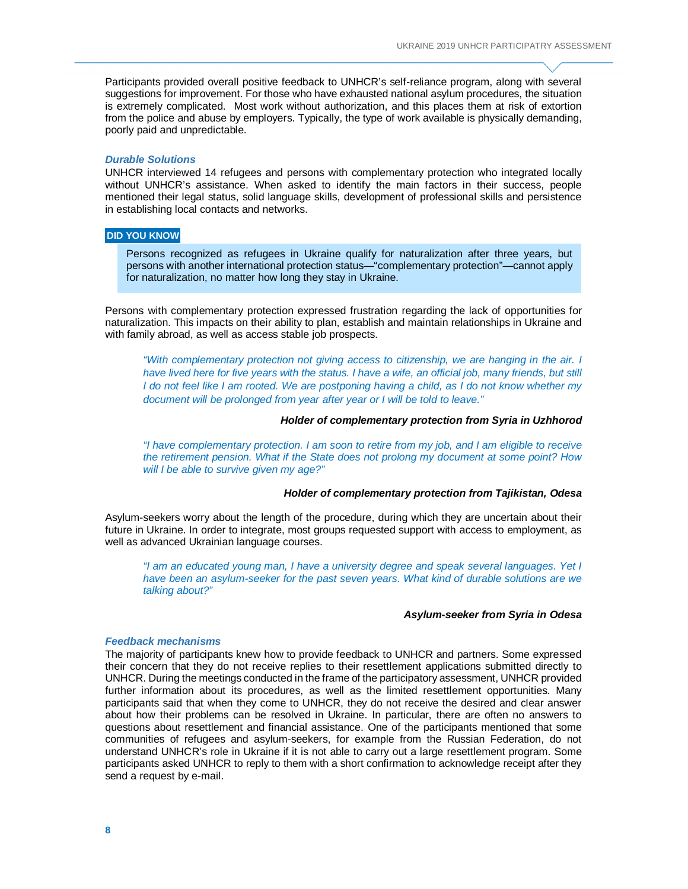Participants provided overall positive feedback to UNHCR's self-reliance program, along with several suggestions for improvement. For those who have exhausted national asylum procedures, the situation is extremely complicated. Most work without authorization, and this places them at risk of extortion from the police and abuse by employers. Typically, the type of work available is physically demanding, poorly paid and unpredictable.

### *Durable Solutions*

UNHCR interviewed 14 refugees and persons with complementary protection who integrated locally without UNHCR's assistance. When asked to identify the main factors in their success, people mentioned their legal status, solid language skills, development of professional skills and persistence in establishing local contacts and networks.

**DID YOU KNOW**

> Persons recognized as refugees in Ukraine qualify for naturalization after three years, but persons with another international protection status—"complementary protection"—cannot apply for naturalization, no matter how long they stay in Ukraine.

Persons with complementary protection expressed frustration regarding the lack of opportunities for naturalization. This impacts on their ability to plan, establish and maintain relationships in Ukraine and with family abroad, as well as access stable job prospects.

> *"With complementary protection not giving access to citizenship, we are hanging in the air. I have lived here for five years with the status. I have a wife, an official job, many friends, but still I do not feel like I am rooted. We are postponing having a child, as I do not know whether my document will be prolonged from year after year or I will be told to leave."*
>
> ***Holder of complementary protection from Syria in Uzhhorod***

> *"I have complementary protection. I am soon to retire from my job, and I am eligible to receive the retirement pension. What if the State does not prolong my document at some point? How will I be able to survive given my age?"*
>
> ***Holder of complementary protection from Tajikistan, Odesa***

Asylum-seekers worry about the length of the procedure, during which they are uncertain about their future in Ukraine. In order to integrate, most groups requested support with access to employment, as well as advanced Ukrainian language courses.

> *"I am an educated young man, I have a university degree and speak several languages. Yet I have been an asylum-seeker for the past seven years. What kind of durable solutions are we talking about?"*
>
> ***Asylum-seeker from Syria in Odesa***

### *Feedback mechanisms*

The majority of participants knew how to provide feedback to UNHCR and partners. Some expressed their concern that they do not receive replies to their resettlement applications submitted directly to UNHCR. During the meetings conducted in the frame of the participatory assessment, UNHCR provided further information about its procedures, as well as the limited resettlement opportunities. Many participants said that when they come to UNHCR, they do not receive the desired and clear answer about how their problems can be resolved in Ukraine. In particular, there are often no answers to questions about resettlement and financial assistance. One of the participants mentioned that some communities of refugees and asylum-seekers, for example from the Russian Federation, do not understand UNHCR's role in Ukraine if it is not able to carry out a large resettlement program. Some participants asked UNHCR to reply to them with a short confirmation to acknowledge receipt after they send a request by e-mail.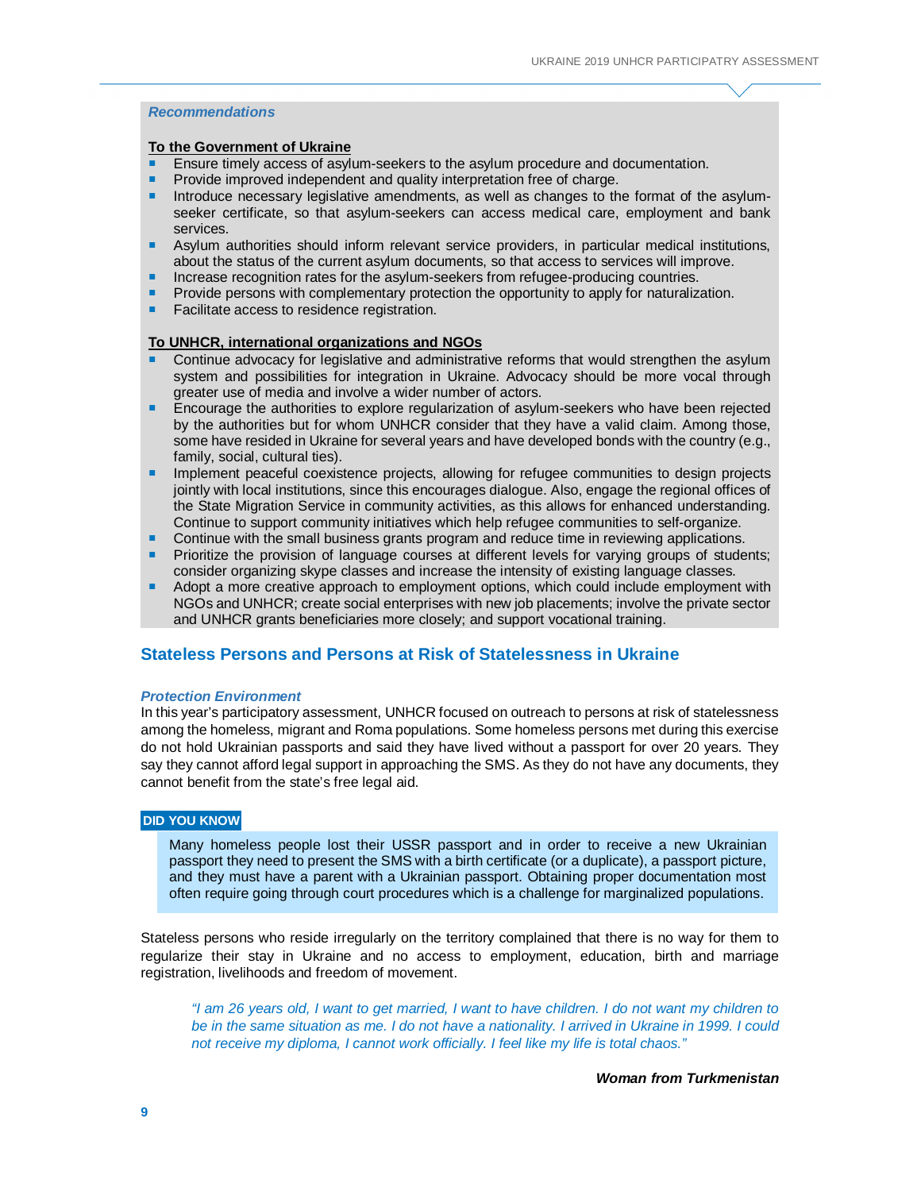### *Recommendations*

**To the Government of Ukraine**

- Ensure timely access of asylum-seekers to the asylum procedure and documentation.
- Provide improved independent and quality interpretation free of charge.
- Introduce necessary legislative amendments, as well as changes to the format of the asylum-seeker certificate, so that asylum-seekers can access medical care, employment and bank services.
- Asylum authorities should inform relevant service providers, in particular medical institutions, about the status of the current asylum documents, so that access to services will improve.
- Increase recognition rates for the asylum-seekers from refugee-producing countries.
- Provide persons with complementary protection the opportunity to apply for naturalization.
- Facilitate access to residence registration.

**To UNHCR, international organizations and NGOs**

- Continue advocacy for legislative and administrative reforms that would strengthen the asylum system and possibilities for integration in Ukraine. Advocacy should be more vocal through greater use of media and involve a wider number of actors.
- Encourage the authorities to explore regularization of asylum-seekers who have been rejected by the authorities but for whom UNHCR consider that they have a valid claim. Among those, some have resided in Ukraine for several years and have developed bonds with the country (e.g., family, social, cultural ties).
- Implement peaceful coexistence projects, allowing for refugee communities to design projects jointly with local institutions, since this encourages dialogue. Also, engage the regional offices of the State Migration Service in community activities, as this allows for enhanced understanding. Continue to support community initiatives which help refugee communities to self-organize.
- Continue with the small business grants program and reduce time in reviewing applications.
- Prioritize the provision of language courses at different levels for varying groups of students; consider organizing skype classes and increase the intensity of existing language classes.
- Adopt a more creative approach to employment options, which could include employment with NGOs and UNHCR; create social enterprises with new job placements; involve the private sector and UNHCR grants beneficiaries more closely; and support vocational training.

## Stateless Persons and Persons at Risk of Statelessness in Ukraine

### *Protection Environment*

In this year's participatory assessment, UNHCR focused on outreach to persons at risk of statelessness among the homeless, migrant and Roma populations. Some homeless persons met during this exercise do not hold Ukrainian passports and said they have lived without a passport for over 20 years. They say they cannot afford legal support in approaching the SMS. As they do not have any documents, they cannot benefit from the state's free legal aid.

**DID YOU KNOW**

> Many homeless people lost their USSR passport and in order to receive a new Ukrainian passport they need to present the SMS with a birth certificate (or a duplicate), a passport picture, and they must have a parent with a Ukrainian passport. Obtaining proper documentation most often require going through court procedures which is a challenge for marginalized populations.

Stateless persons who reside irregularly on the territory complained that there is no way for them to regularize their stay in Ukraine and no access to employment, education, birth and marriage registration, livelihoods and freedom of movement.

> *"I am 26 years old, I want to get married, I want to have children. I do not want my children to be in the same situation as me. I do not have a nationality. I arrived in Ukraine in 1999. I could not receive my diploma, I cannot work officially. I feel like my life is total chaos."*

***Woman from Turkmenistan***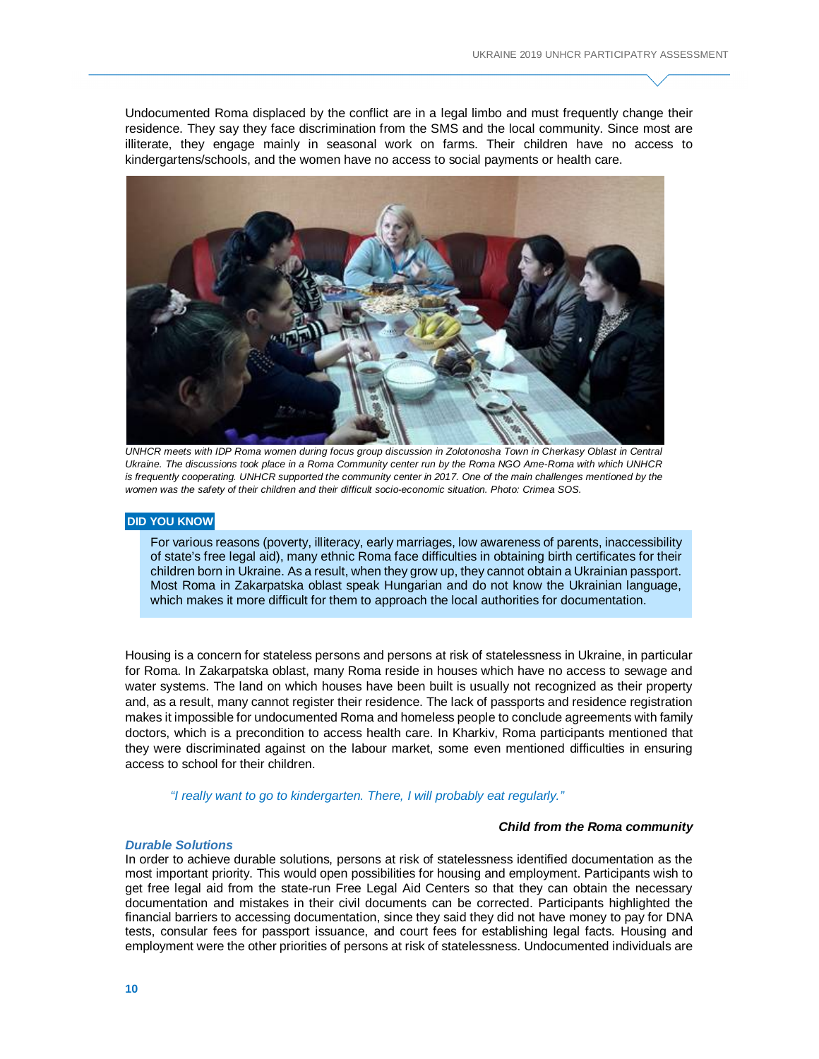Undocumented Roma displaced by the conflict are in a legal limbo and must frequently change their residence. They say they face discrimination from the SMS and the local community. Since most are illiterate, they engage mainly in seasonal work on farms. Their children have no access to kindergartens/schools, and the women have no access to social payments or health care.

*UNHCR meets with IDP Roma women during focus group discussion in Zolotonosha Town in Cherkasy Oblast in Central Ukraine. The discussions took place in a Roma Community center run by the Roma NGO Ame-Roma with which UNHCR is frequently cooperating. UNHCR supported the community center in 2017. One of the main challenges mentioned by the women was the safety of their children and their difficult socio-economic situation. Photo: Crimea SOS.*

**DID YOU KNOW**

For various reasons (poverty, illiteracy, early marriages, low awareness of parents, inaccessibility of state's free legal aid), many ethnic Roma face difficulties in obtaining birth certificates for their children born in Ukraine. As a result, when they grow up, they cannot obtain a Ukrainian passport. Most Roma in Zakarpatska oblast speak Hungarian and do not know the Ukrainian language, which makes it more difficult for them to approach the local authorities for documentation.

Housing is a concern for stateless persons and persons at risk of statelessness in Ukraine, in particular for Roma. In Zakarpatska oblast, many Roma reside in houses which have no access to sewage and water systems. The land on which houses have been built is usually not recognized as their property and, as a result, many cannot register their residence. The lack of passports and residence registration makes it impossible for undocumented Roma and homeless people to conclude agreements with family doctors, which is a precondition to access health care. In Kharkiv, Roma participants mentioned that they were discriminated against on the labour market, some even mentioned difficulties in ensuring access to school for their children.

*"I really want to go to kindergarten. There, I will probably eat regularly."*

***Child from the Roma community***

***Durable Solutions***

In order to achieve durable solutions, persons at risk of statelessness identified documentation as the most important priority. This would open possibilities for housing and employment. Participants wish to get free legal aid from the state-run Free Legal Aid Centers so that they can obtain the necessary documentation and mistakes in their civil documents can be corrected. Participants highlighted the financial barriers to accessing documentation, since they said they did not have money to pay for DNA tests, consular fees for passport issuance, and court fees for establishing legal facts. Housing and employment were the other priorities of persons at risk of statelessness. Undocumented individuals are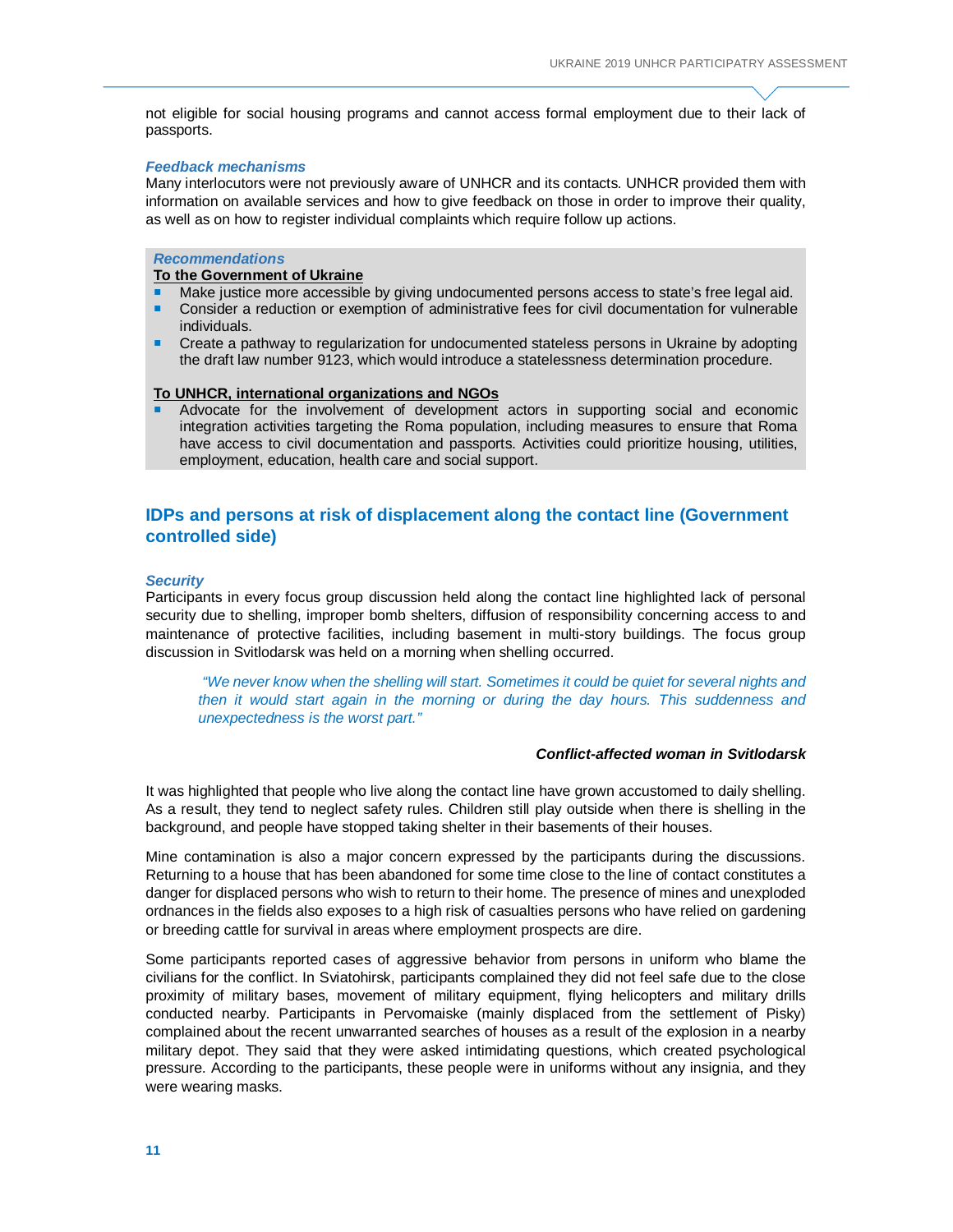not eligible for social housing programs and cannot access formal employment due to their lack of passports.

### *Feedback mechanisms*

Many interlocutors were not previously aware of UNHCR and its contacts. UNHCR provided them with information on available services and how to give feedback on those in order to improve their quality, as well as on how to register individual complaints which require follow up actions.

### *Recommendations*

**To the Government of Ukraine**

- Make justice more accessible by giving undocumented persons access to state's free legal aid.
- Consider a reduction or exemption of administrative fees for civil documentation for vulnerable individuals.
- Create a pathway to regularization for undocumented stateless persons in Ukraine by adopting the draft law number 9123, which would introduce a statelessness determination procedure.

**To UNHCR, international organizations and NGOs**

- Advocate for the involvement of development actors in supporting social and economic integration activities targeting the Roma population, including measures to ensure that Roma have access to civil documentation and passports. Activities could prioritize housing, utilities, employment, education, health care and social support.

## IDPs and persons at risk of displacement along the contact line (Government controlled side)

### *Security*

Participants in every focus group discussion held along the contact line highlighted lack of personal security due to shelling, improper bomb shelters, diffusion of responsibility concerning access to and maintenance of protective facilities, including basement in multi-story buildings. The focus group discussion in Svitlodarsk was held on a morning when shelling occurred.

> *"We never know when the shelling will start. Sometimes it could be quiet for several nights and then it would start again in the morning or during the day hours. This suddenness and unexpectedness is the worst part."*
>
> ***Conflict-affected woman in Svitlodarsk***

It was highlighted that people who live along the contact line have grown accustomed to daily shelling. As a result, they tend to neglect safety rules. Children still play outside when there is shelling in the background, and people have stopped taking shelter in their basements of their houses.

Mine contamination is also a major concern expressed by the participants during the discussions. Returning to a house that has been abandoned for some time close to the line of contact constitutes a danger for displaced persons who wish to return to their home. The presence of mines and unexploded ordnances in the fields also exposes to a high risk of casualties persons who have relied on gardening or breeding cattle for survival in areas where employment prospects are dire.

Some participants reported cases of aggressive behavior from persons in uniform who blame the civilians for the conflict. In Sviatohirsk, participants complained they did not feel safe due to the close proximity of military bases, movement of military equipment, flying helicopters and military drills conducted nearby. Participants in Pervomaiske (mainly displaced from the settlement of Pisky) complained about the recent unwarranted searches of houses as a result of the explosion in a nearby military depot. They said that they were asked intimidating questions, which created psychological pressure. According to the participants, these people were in uniforms without any insignia, and they were wearing masks.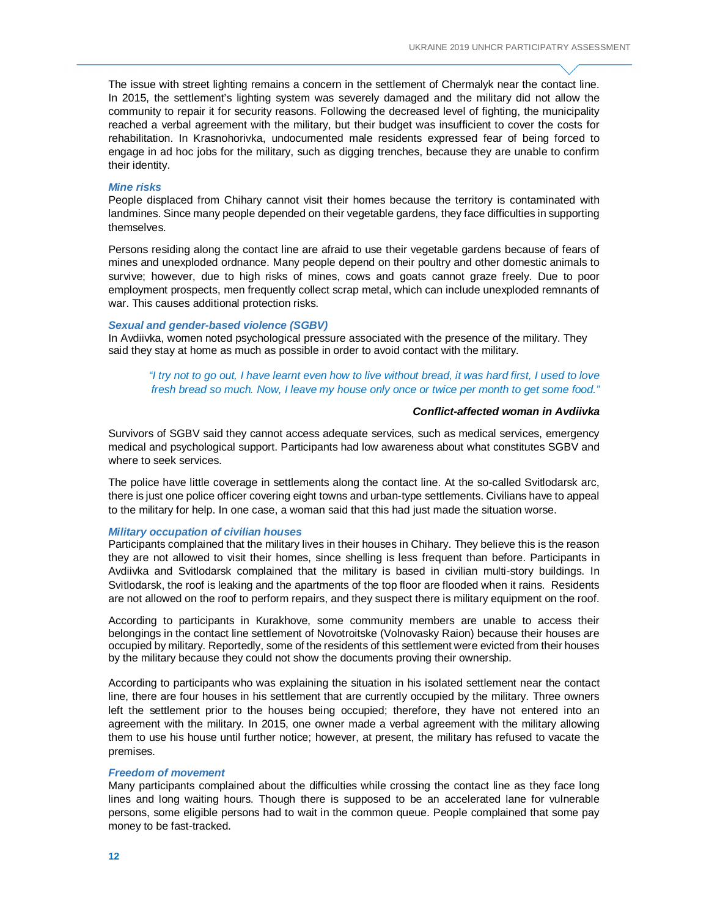The issue with street lighting remains a concern in the settlement of Chermalyk near the contact line. In 2015, the settlement's lighting system was severely damaged and the military did not allow the community to repair it for security reasons. Following the decreased level of fighting, the municipality reached a verbal agreement with the military, but their budget was insufficient to cover the costs for rehabilitation. In Krasnohorivka, undocumented male residents expressed fear of being forced to engage in ad hoc jobs for the military, such as digging trenches, because they are unable to confirm their identity.

### *Mine risks*

People displaced from Chihary cannot visit their homes because the territory is contaminated with landmines. Since many people depended on their vegetable gardens, they face difficulties in supporting themselves.

Persons residing along the contact line are afraid to use their vegetable gardens because of fears of mines and unexploded ordnance. Many people depend on their poultry and other domestic animals to survive; however, due to high risks of mines, cows and goats cannot graze freely. Due to poor employment prospects, men frequently collect scrap metal, which can include unexploded remnants of war. This causes additional protection risks.

### *Sexual and gender-based violence (SGBV)*

In Avdiivka, women noted psychological pressure associated with the presence of the military. They said they stay at home as much as possible in order to avoid contact with the military.

> *"I try not to go out, I have learnt even how to live without bread, it was hard first, I used to love fresh bread so much. Now, I leave my house only once or twice per month to get some food."*
>
> ***Conflict-affected woman in Avdiivka***

Survivors of SGBV said they cannot access adequate services, such as medical services, emergency medical and psychological support. Participants had low awareness about what constitutes SGBV and where to seek services.

The police have little coverage in settlements along the contact line. At the so-called Svitlodarsk arc, there is just one police officer covering eight towns and urban-type settlements. Civilians have to appeal to the military for help. In one case, a woman said that this had just made the situation worse.

### *Military occupation of civilian houses*

Participants complained that the military lives in their houses in Chihary. They believe this is the reason they are not allowed to visit their homes, since shelling is less frequent than before. Participants in Avdiivka and Svitlodarsk complained that the military is based in civilian multi-story buildings. In Svitlodarsk, the roof is leaking and the apartments of the top floor are flooded when it rains. Residents are not allowed on the roof to perform repairs, and they suspect there is military equipment on the roof.

According to participants in Kurakhove, some community members are unable to access their belongings in the contact line settlement of Novotroitske (Volnovasky Raion) because their houses are occupied by military. Reportedly, some of the residents of this settlement were evicted from their houses by the military because they could not show the documents proving their ownership.

According to participants who was explaining the situation in his isolated settlement near the contact line, there are four houses in his settlement that are currently occupied by the military. Three owners left the settlement prior to the houses being occupied; therefore, they have not entered into an agreement with the military. In 2015, one owner made a verbal agreement with the military allowing them to use his house until further notice; however, at present, the military has refused to vacate the premises.

### *Freedom of movement*

Many participants complained about the difficulties while crossing the contact line as they face long lines and long waiting hours. Though there is supposed to be an accelerated lane for vulnerable persons, some eligible persons had to wait in the common queue. People complained that some pay money to be fast-tracked.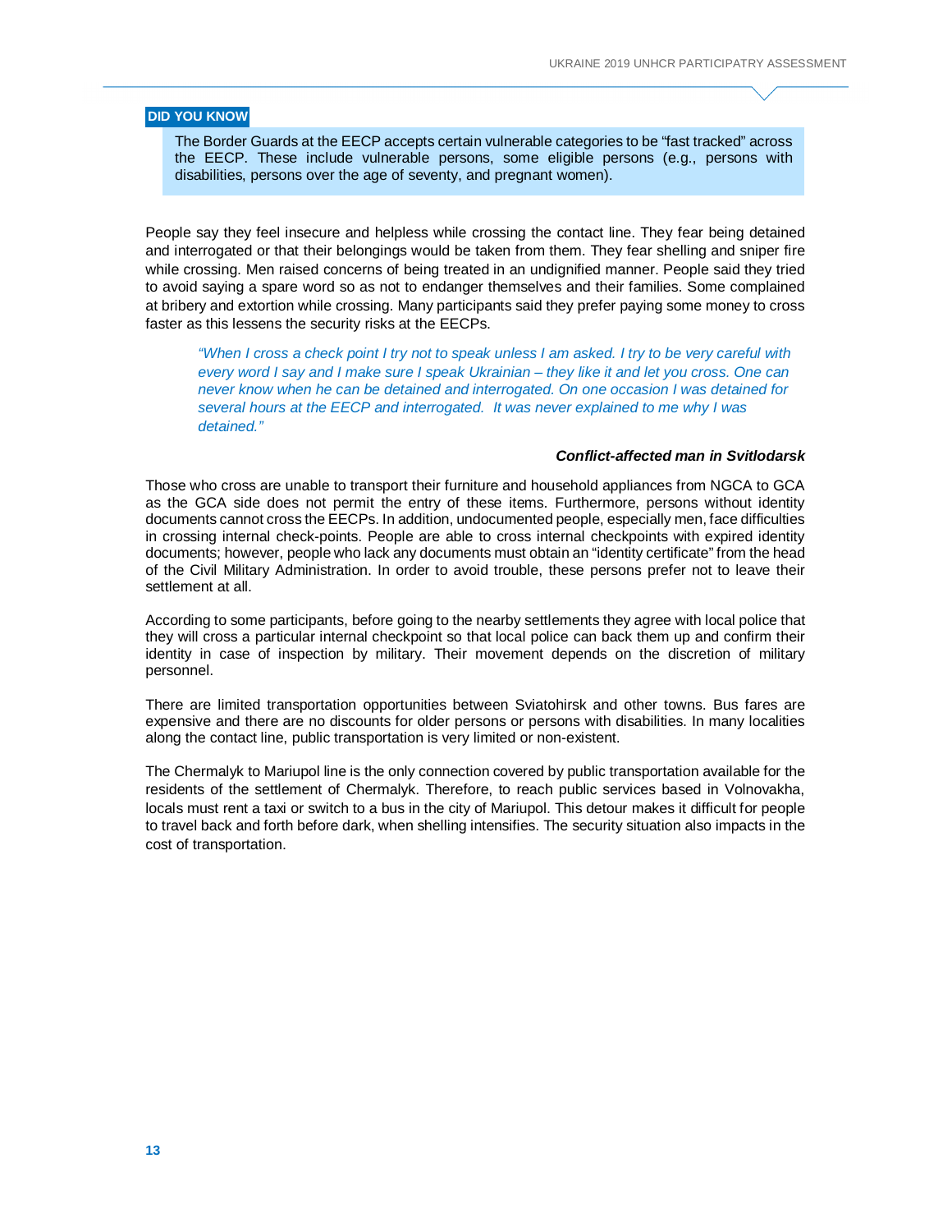**DID YOU KNOW**

> The Border Guards at the EECP accepts certain vulnerable categories to be "fast tracked" across the EECP. These include vulnerable persons, some eligible persons (e.g., persons with disabilities, persons over the age of seventy, and pregnant women).

People say they feel insecure and helpless while crossing the contact line. They fear being detained and interrogated or that their belongings would be taken from them. They fear shelling and sniper fire while crossing. Men raised concerns of being treated in an undignified manner. People said they tried to avoid saying a spare word so as not to endanger themselves and their families. Some complained at bribery and extortion while crossing. Many participants said they prefer paying some money to cross faster as this lessens the security risks at the EECPs.

> *"When I cross a check point I try not to speak unless I am asked. I try to be very careful with every word I say and I make sure I speak Ukrainian – they like it and let you cross. One can never know when he can be detained and interrogated. On one occasion I was detained for several hours at the EECP and interrogated. It was never explained to me why I was detained."*
>
> ***Conflict-affected man in Svitlodarsk***

Those who cross are unable to transport their furniture and household appliances from NGCA to GCA as the GCA side does not permit the entry of these items. Furthermore, persons without identity documents cannot cross the EECPs. In addition, undocumented people, especially men, face difficulties in crossing internal check-points. People are able to cross internal checkpoints with expired identity documents; however, people who lack any documents must obtain an "identity certificate" from the head of the Civil Military Administration. In order to avoid trouble, these persons prefer not to leave their settlement at all.

According to some participants, before going to the nearby settlements they agree with local police that they will cross a particular internal checkpoint so that local police can back them up and confirm their identity in case of inspection by military. Their movement depends on the discretion of military personnel.

There are limited transportation opportunities between Sviatohirsk and other towns. Bus fares are expensive and there are no discounts for older persons or persons with disabilities. In many localities along the contact line, public transportation is very limited or non-existent.

The Chermalyk to Mariupol line is the only connection covered by public transportation available for the residents of the settlement of Chermalyk. Therefore, to reach public services based in Volnovakha, locals must rent a taxi or switch to a bus in the city of Mariupol. This detour makes it difficult for people to travel back and forth before dark, when shelling intensifies. The security situation also impacts in the cost of transportation.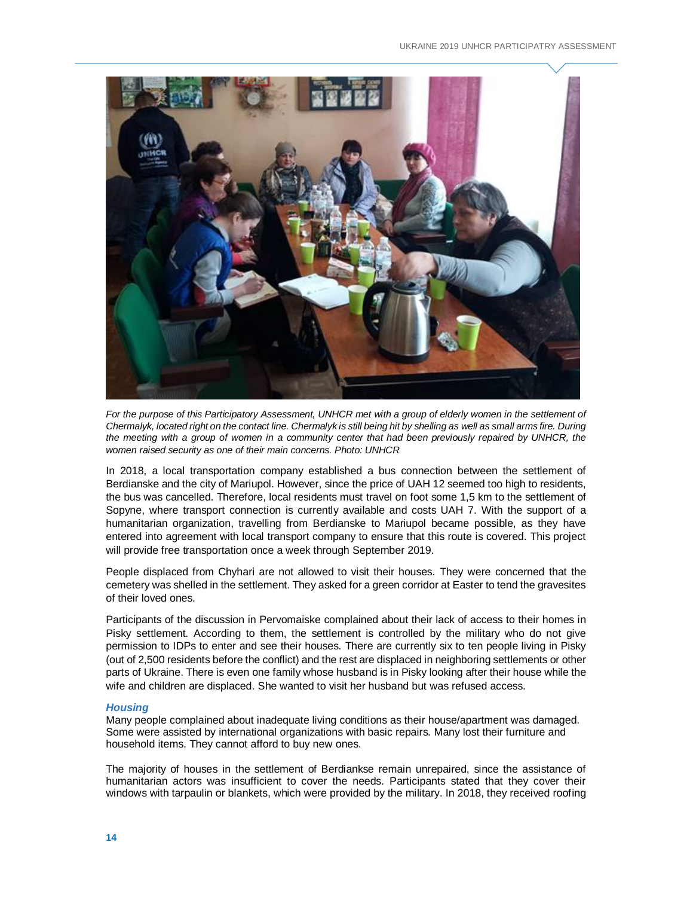*For the purpose of this Participatory Assessment, UNHCR met with a group of elderly women in the settlement of Chermalyk, located right on the contact line. Chermalyk is still being hit by shelling as well as small arms fire. During the meeting with a group of women in a community center that had been previously repaired by UNHCR, the women raised security as one of their main concerns. Photo: UNHCR*

In 2018, a local transportation company established a bus connection between the settlement of Berdianske and the city of Mariupol. However, since the price of UAH 12 seemed too high to residents, the bus was cancelled. Therefore, local residents must travel on foot some 1,5 km to the settlement of Sopyne, where transport connection is currently available and costs UAH 7. With the support of a humanitarian organization, travelling from Berdianske to Mariupol became possible, as they have entered into agreement with local transport company to ensure that this route is covered. This project will provide free transportation once a week through September 2019.

People displaced from Chyhari are not allowed to visit their houses. They were concerned that the cemetery was shelled in the settlement. They asked for a green corridor at Easter to tend the gravesites of their loved ones.

Participants of the discussion in Pervomaiske complained about their lack of access to their homes in Pisky settlement. According to them, the settlement is controlled by the military who do not give permission to IDPs to enter and see their houses. There are currently six to ten people living in Pisky (out of 2,500 residents before the conflict) and the rest are displaced in neighboring settlements or other parts of Ukraine. There is even one family whose husband is in Pisky looking after their house while the wife and children are displaced. She wanted to visit her husband but was refused access.

### *Housing*

Many people complained about inadequate living conditions as their house/apartment was damaged. Some were assisted by international organizations with basic repairs. Many lost their furniture and household items. They cannot afford to buy new ones.

The majority of houses in the settlement of Berdiankse remain unrepaired, since the assistance of humanitarian actors was insufficient to cover the needs. Participants stated that they cover their windows with tarpaulin or blankets, which were provided by the military. In 2018, they received roofing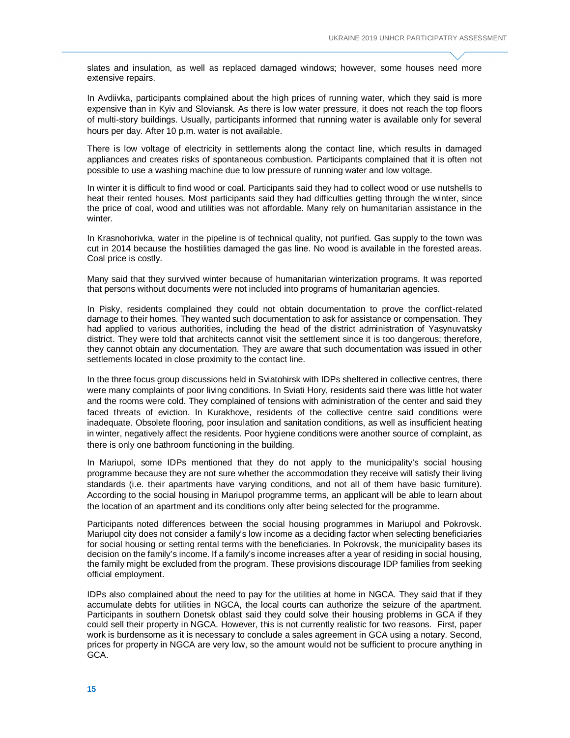slates and insulation, as well as replaced damaged windows; however, some houses need more extensive repairs.

In Avdiivka, participants complained about the high prices of running water, which they said is more expensive than in Kyiv and Sloviansk. As there is low water pressure, it does not reach the top floors of multi-story buildings. Usually, participants informed that running water is available only for several hours per day. After 10 p.m. water is not available.

There is low voltage of electricity in settlements along the contact line, which results in damaged appliances and creates risks of spontaneous combustion. Participants complained that it is often not possible to use a washing machine due to low pressure of running water and low voltage.

In winter it is difficult to find wood or coal. Participants said they had to collect wood or use nutshells to heat their rented houses. Most participants said they had difficulties getting through the winter, since the price of coal, wood and utilities was not affordable. Many rely on humanitarian assistance in the winter.

In Krasnohorivka, water in the pipeline is of technical quality, not purified. Gas supply to the town was cut in 2014 because the hostilities damaged the gas line. No wood is available in the forested areas. Coal price is costly.

Many said that they survived winter because of humanitarian winterization programs. It was reported that persons without documents were not included into programs of humanitarian agencies.

In Pisky, residents complained they could not obtain documentation to prove the conflict-related damage to their homes. They wanted such documentation to ask for assistance or compensation. They had applied to various authorities, including the head of the district administration of Yasynuvatsky district. They were told that architects cannot visit the settlement since it is too dangerous; therefore, they cannot obtain any documentation. They are aware that such documentation was issued in other settlements located in close proximity to the contact line.

In the three focus group discussions held in Sviatohirsk with IDPs sheltered in collective centres, there were many complaints of poor living conditions. In Sviati Hory, residents said there was little hot water and the rooms were cold. They complained of tensions with administration of the center and said they faced threats of eviction. In Kurakhove, residents of the collective centre said conditions were inadequate. Obsolete flooring, poor insulation and sanitation conditions, as well as insufficient heating in winter, negatively affect the residents. Poor hygiene conditions were another source of complaint, as there is only one bathroom functioning in the building.

In Mariupol, some IDPs mentioned that they do not apply to the municipality's social housing programme because they are not sure whether the accommodation they receive will satisfy their living standards (i.e. their apartments have varying conditions, and not all of them have basic furniture). According to the social housing in Mariupol programme terms, an applicant will be able to learn about the location of an apartment and its conditions only after being selected for the programme.

Participants noted differences between the social housing programmes in Mariupol and Pokrovsk. Mariupol city does not consider a family's low income as a deciding factor when selecting beneficiaries for social housing or setting rental terms with the beneficiaries. In Pokrovsk, the municipality bases its decision on the family's income. If a family's income increases after a year of residing in social housing, the family might be excluded from the program. These provisions discourage IDP families from seeking official employment.

IDPs also complained about the need to pay for the utilities at home in NGCA. They said that if they accumulate debts for utilities in NGCA, the local courts can authorize the seizure of the apartment. Participants in southern Donetsk oblast said they could solve their housing problems in GCA if they could sell their property in NGCA. However, this is not currently realistic for two reasons. First, paper work is burdensome as it is necessary to conclude a sales agreement in GCA using a notary. Second, prices for property in NGCA are very low, so the amount would not be sufficient to procure anything in GCA.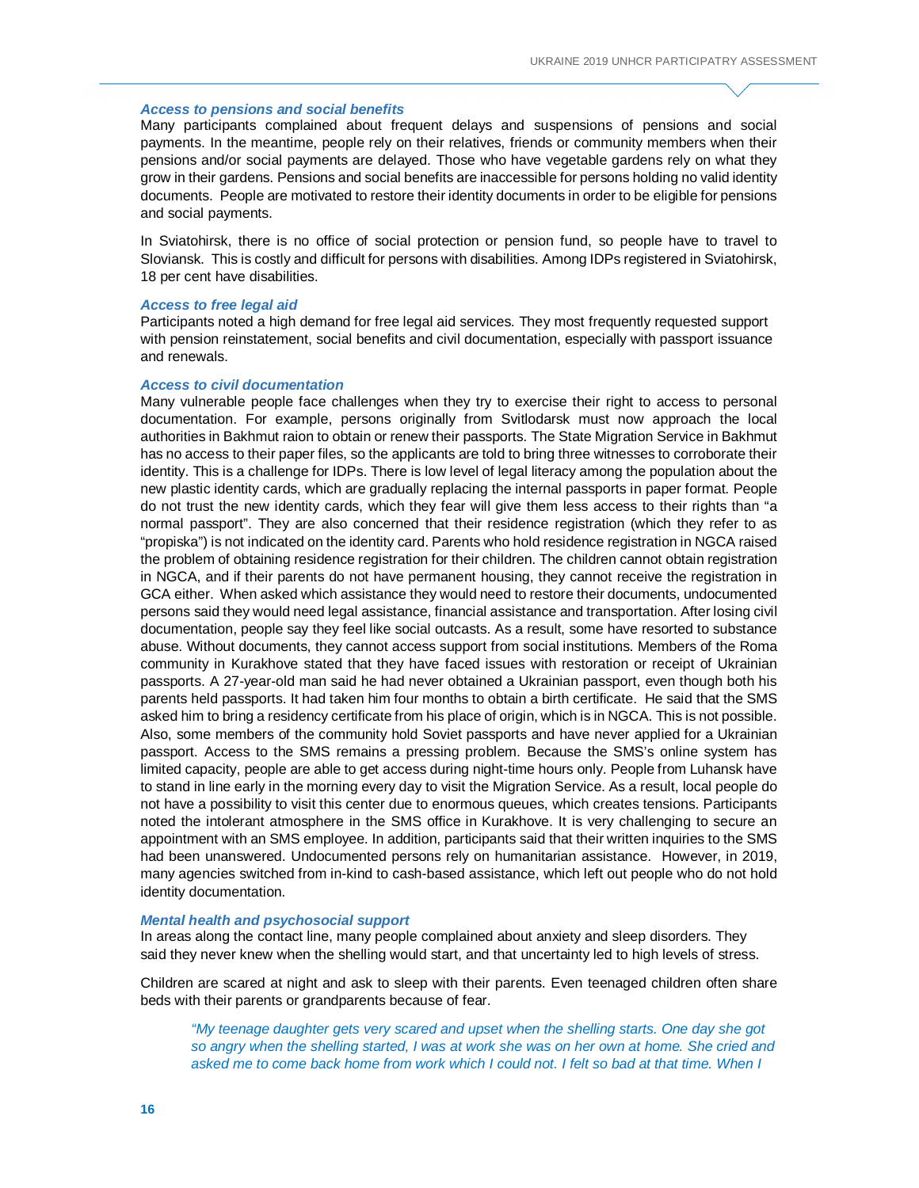*Access to pensions and social benefits*

Many participants complained about frequent delays and suspensions of pensions and social payments. In the meantime, people rely on their relatives, friends or community members when their pensions and/or social payments are delayed. Those who have vegetable gardens rely on what they grow in their gardens. Pensions and social benefits are inaccessible for persons holding no valid identity documents. People are motivated to restore their identity documents in order to be eligible for pensions and social payments.

In Sviatohirsk, there is no office of social protection or pension fund, so people have to travel to Sloviansk. This is costly and difficult for persons with disabilities. Among IDPs registered in Sviatohirsk, 18 per cent have disabilities.

*Access to free legal aid*

Participants noted a high demand for free legal aid services. They most frequently requested support with pension reinstatement, social benefits and civil documentation, especially with passport issuance and renewals.

*Access to civil documentation*

Many vulnerable people face challenges when they try to exercise their right to access to personal documentation. For example, persons originally from Svitlodarsk must now approach the local authorities in Bakhmut raion to obtain or renew their passports. The State Migration Service in Bakhmut has no access to their paper files, so the applicants are told to bring three witnesses to corroborate their identity. This is a challenge for IDPs. There is low level of legal literacy among the population about the new plastic identity cards, which are gradually replacing the internal passports in paper format. People do not trust the new identity cards, which they fear will give them less access to their rights than "a normal passport". They are also concerned that their residence registration (which they refer to as "propiska") is not indicated on the identity card. Parents who hold residence registration in NGCA raised the problem of obtaining residence registration for their children. The children cannot obtain registration in NGCA, and if their parents do not have permanent housing, they cannot receive the registration in GCA either. When asked which assistance they would need to restore their documents, undocumented persons said they would need legal assistance, financial assistance and transportation. After losing civil documentation, people say they feel like social outcasts. As a result, some have resorted to substance abuse. Without documents, they cannot access support from social institutions. Members of the Roma community in Kurakhove stated that they have faced issues with restoration or receipt of Ukrainian passports. A 27-year-old man said he had never obtained a Ukrainian passport, even though both his parents held passports. It had taken him four months to obtain a birth certificate. He said that the SMS asked him to bring a residency certificate from his place of origin, which is in NGCA. This is not possible. Also, some members of the community hold Soviet passports and have never applied for a Ukrainian passport. Access to the SMS remains a pressing problem. Because the SMS's online system has limited capacity, people are able to get access during night-time hours only. People from Luhansk have to stand in line early in the morning every day to visit the Migration Service. As a result, local people do not have a possibility to visit this center due to enormous queues, which creates tensions. Participants noted the intolerant atmosphere in the SMS office in Kurakhove. It is very challenging to secure an appointment with an SMS employee. In addition, participants said that their written inquiries to the SMS had been unanswered. Undocumented persons rely on humanitarian assistance. However, in 2019, many agencies switched from in-kind to cash-based assistance, which left out people who do not hold identity documentation.

*Mental health and psychosocial support*

In areas along the contact line, many people complained about anxiety and sleep disorders. They said they never knew when the shelling would start, and that uncertainty led to high levels of stress.

Children are scared at night and ask to sleep with their parents. Even teenaged children often share beds with their parents or grandparents because of fear.

> *"My teenage daughter gets very scared and upset when the shelling starts. One day she got so angry when the shelling started, I was at work she was on her own at home. She cried and asked me to come back home from work which I could not. I felt so bad at that time. When I*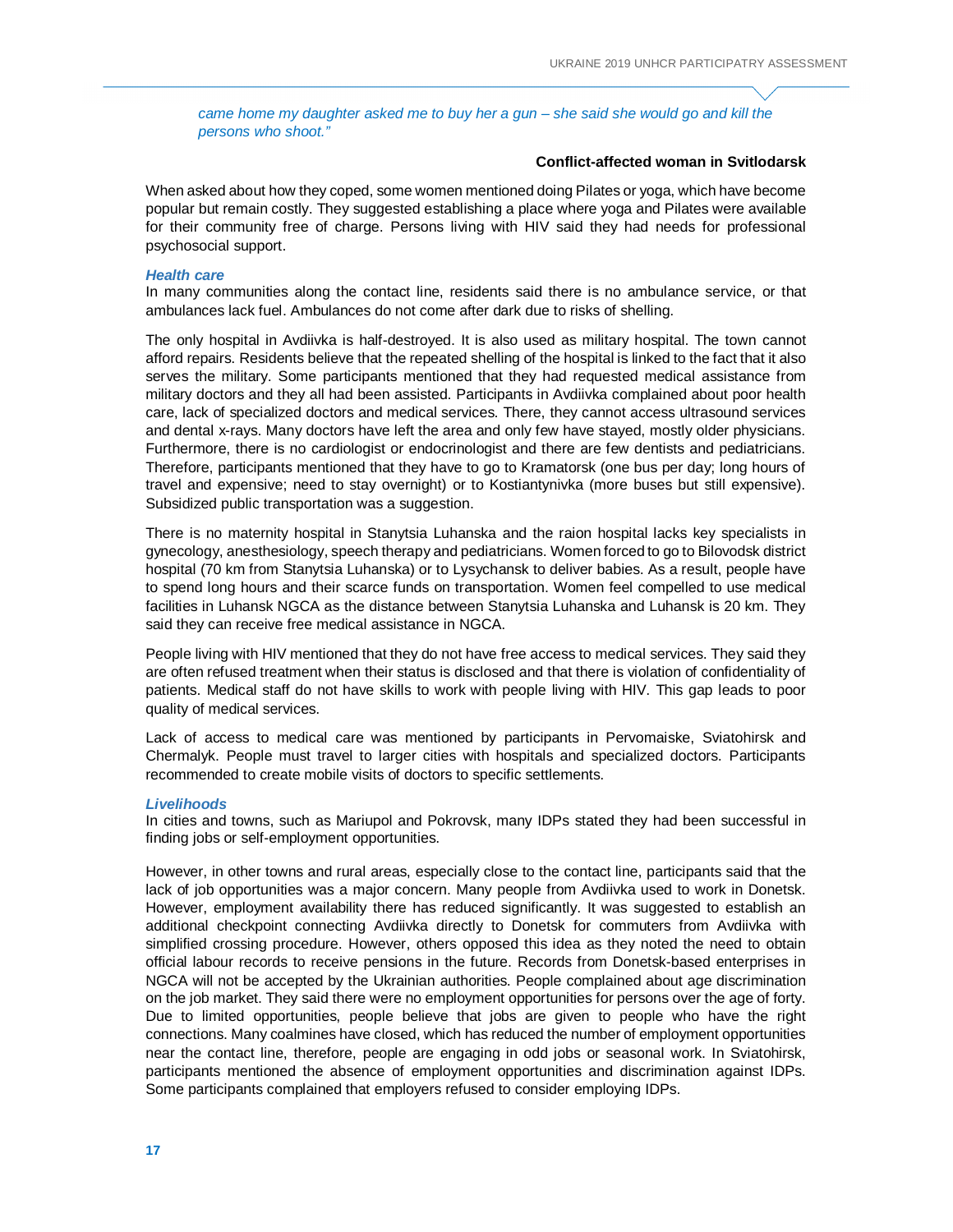*came home my daughter asked me to buy her a gun – she said she would go and kill the persons who shoot."*

**Conflict-affected woman in Svitlodarsk**

When asked about how they coped, some women mentioned doing Pilates or yoga, which have become popular but remain costly. They suggested establishing a place where yoga and Pilates were available for their community free of charge. Persons living with HIV said they had needs for professional psychosocial support.

### *Health care*

In many communities along the contact line, residents said there is no ambulance service, or that ambulances lack fuel. Ambulances do not come after dark due to risks of shelling.

The only hospital in Avdiivka is half-destroyed. It is also used as military hospital. The town cannot afford repairs. Residents believe that the repeated shelling of the hospital is linked to the fact that it also serves the military. Some participants mentioned that they had requested medical assistance from military doctors and they all had been assisted. Participants in Avdiivka complained about poor health care, lack of specialized doctors and medical services. There, they cannot access ultrasound services and dental x-rays. Many doctors have left the area and only few have stayed, mostly older physicians. Furthermore, there is no cardiologist or endocrinologist and there are few dentists and pediatricians. Therefore, participants mentioned that they have to go to Kramatorsk (one bus per day; long hours of travel and expensive; need to stay overnight) or to Kostiantynivka (more buses but still expensive). Subsidized public transportation was a suggestion.

There is no maternity hospital in Stanytsia Luhanska and the raion hospital lacks key specialists in gynecology, anesthesiology, speech therapy and pediatricians. Women forced to go to Bilovodsk district hospital (70 km from Stanytsia Luhanska) or to Lysychansk to deliver babies. As a result, people have to spend long hours and their scarce funds on transportation. Women feel compelled to use medical facilities in Luhansk NGCA as the distance between Stanytsia Luhanska and Luhansk is 20 km. They said they can receive free medical assistance in NGCA.

People living with HIV mentioned that they do not have free access to medical services. They said they are often refused treatment when their status is disclosed and that there is violation of confidentiality of patients. Medical staff do not have skills to work with people living with HIV. This gap leads to poor quality of medical services.

Lack of access to medical care was mentioned by participants in Pervomaiske, Sviatohirsk and Chermalyk. People must travel to larger cities with hospitals and specialized doctors. Participants recommended to create mobile visits of doctors to specific settlements.

### *Livelihoods*

In cities and towns, such as Mariupol and Pokrovsk, many IDPs stated they had been successful in finding jobs or self-employment opportunities.

However, in other towns and rural areas, especially close to the contact line, participants said that the lack of job opportunities was a major concern. Many people from Avdiivka used to work in Donetsk. However, employment availability there has reduced significantly. It was suggested to establish an additional checkpoint connecting Avdiivka directly to Donetsk for commuters from Avdiivka with simplified crossing procedure. However, others opposed this idea as they noted the need to obtain official labour records to receive pensions in the future. Records from Donetsk-based enterprises in NGCA will not be accepted by the Ukrainian authorities. People complained about age discrimination on the job market. They said there were no employment opportunities for persons over the age of forty. Due to limited opportunities, people believe that jobs are given to people who have the right connections. Many coalmines have closed, which has reduced the number of employment opportunities near the contact line, therefore, people are engaging in odd jobs or seasonal work. In Sviatohirsk, participants mentioned the absence of employment opportunities and discrimination against IDPs. Some participants complained that employers refused to consider employing IDPs.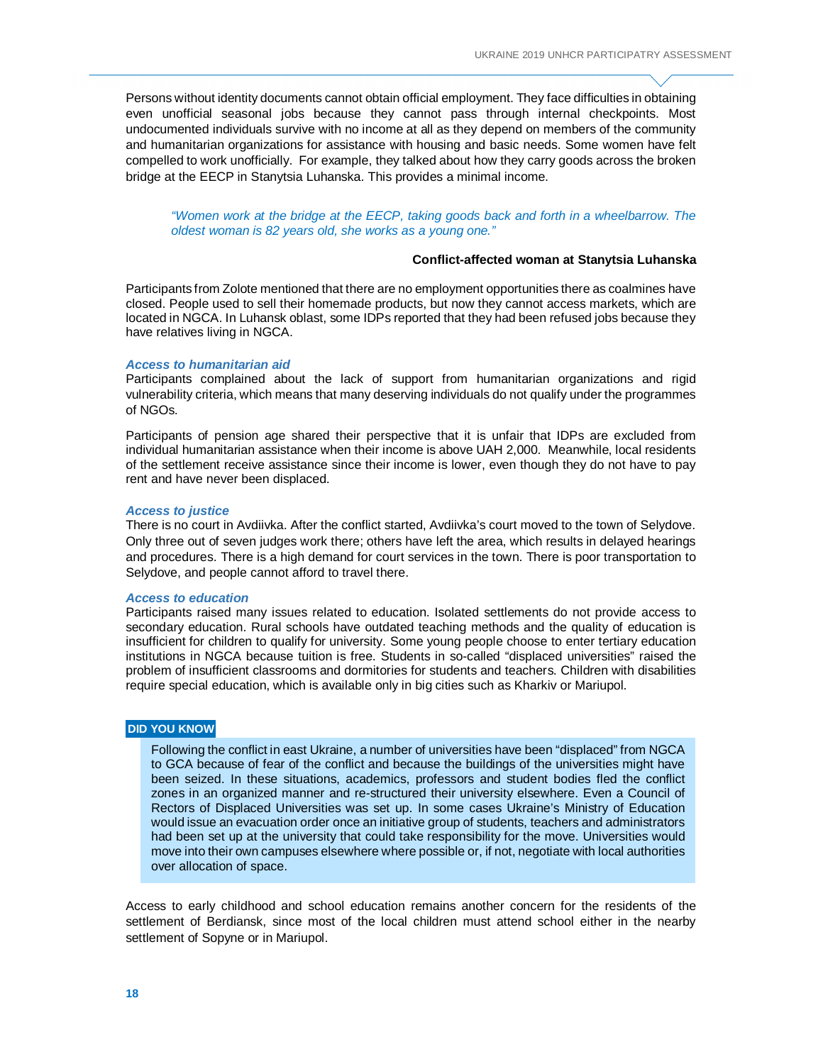Persons without identity documents cannot obtain official employment. They face difficulties in obtaining even unofficial seasonal jobs because they cannot pass through internal checkpoints. Most undocumented individuals survive with no income at all as they depend on members of the community and humanitarian organizations for assistance with housing and basic needs. Some women have felt compelled to work unofficially. For example, they talked about how they carry goods across the broken bridge at the EECP in Stanytsia Luhanska. This provides a minimal income.

> *"Women work at the bridge at the EECP, taking goods back and forth in a wheelbarrow. The oldest woman is 82 years old, she works as a young one."*
>
> **Conflict-affected woman at Stanytsia Luhanska**

Participants from Zolote mentioned that there are no employment opportunities there as coalmines have closed. People used to sell their homemade products, but now they cannot access markets, which are located in NGCA. In Luhansk oblast, some IDPs reported that they had been refused jobs because they have relatives living in NGCA.

### *Access to humanitarian aid*

Participants complained about the lack of support from humanitarian organizations and rigid vulnerability criteria, which means that many deserving individuals do not qualify under the programmes of NGOs.

Participants of pension age shared their perspective that it is unfair that IDPs are excluded from individual humanitarian assistance when their income is above UAH 2,000. Meanwhile, local residents of the settlement receive assistance since their income is lower, even though they do not have to pay rent and have never been displaced.

### *Access to justice*

There is no court in Avdiivka. After the conflict started, Avdiivka's court moved to the town of Selydove. Only three out of seven judges work there; others have left the area, which results in delayed hearings and procedures. There is a high demand for court services in the town. There is poor transportation to Selydove, and people cannot afford to travel there.

### *Access to education*

Participants raised many issues related to education. Isolated settlements do not provide access to secondary education. Rural schools have outdated teaching methods and the quality of education is insufficient for children to qualify for university. Some young people choose to enter tertiary education institutions in NGCA because tuition is free. Students in so-called "displaced universities" raised the problem of insufficient classrooms and dormitories for students and teachers. Children with disabilities require special education, which is available only in big cities such as Kharkiv or Mariupol.

**DID YOU KNOW**

> Following the conflict in east Ukraine, a number of universities have been "displaced" from NGCA to GCA because of fear of the conflict and because the buildings of the universities might have been seized. In these situations, academics, professors and student bodies fled the conflict zones in an organized manner and re-structured their university elsewhere. Even a Council of Rectors of Displaced Universities was set up. In some cases Ukraine's Ministry of Education would issue an evacuation order once an initiative group of students, teachers and administrators had been set up at the university that could take responsibility for the move. Universities would move into their own campuses elsewhere where possible or, if not, negotiate with local authorities over allocation of space.

Access to early childhood and school education remains another concern for the residents of the settlement of Berdiansk, since most of the local children must attend school either in the nearby settlement of Sopyne or in Mariupol.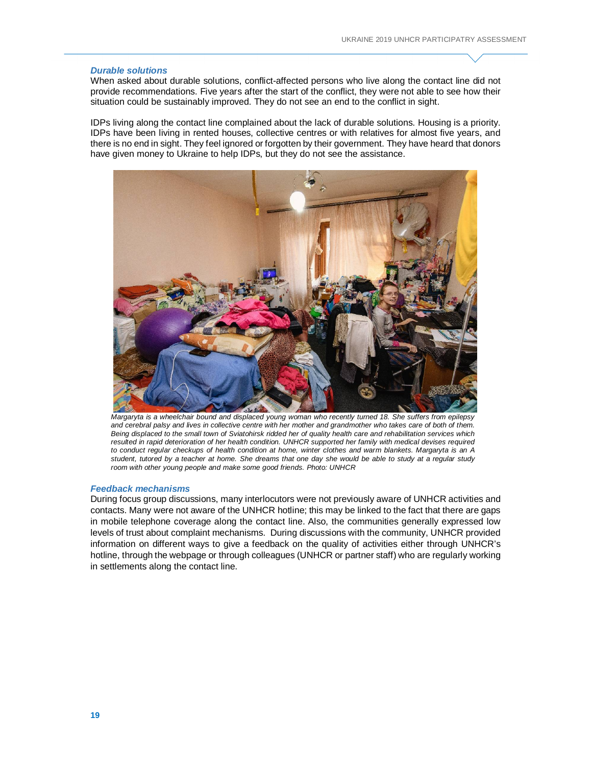### *Durable solutions*

When asked about durable solutions, conflict-affected persons who live along the contact line did not provide recommendations. Five years after the start of the conflict, they were not able to see how their situation could be sustainably improved. They do not see an end to the conflict in sight.

IDPs living along the contact line complained about the lack of durable solutions. Housing is a priority. IDPs have been living in rented houses, collective centres or with relatives for almost five years, and there is no end in sight. They feel ignored or forgotten by their government. They have heard that donors have given money to Ukraine to help IDPs, but they do not see the assistance.

*Margaryta is a wheelchair bound and displaced young woman who recently turned 18. She suffers from epilepsy and cerebral palsy and lives in collective centre with her mother and grandmother who takes care of both of them. Being displaced to the small town of Sviatohirsk ridded her of quality health care and rehabilitation services which resulted in rapid deterioration of her health condition. UNHCR supported her family with medical devises required to conduct regular checkups of health condition at home, winter clothes and warm blankets. Margaryta is an A student, tutored by a teacher at home. She dreams that one day she would be able to study at a regular study room with other young people and make some good friends. Photo: UNHCR*

### *Feedback mechanisms*

During focus group discussions, many interlocutors were not previously aware of UNHCR activities and contacts. Many were not aware of the UNHCR hotline; this may be linked to the fact that there are gaps in mobile telephone coverage along the contact line. Also, the communities generally expressed low levels of trust about complaint mechanisms. During discussions with the community, UNHCR provided information on different ways to give a feedback on the quality of activities either through UNHCR's hotline, through the webpage or through colleagues (UNHCR or partner staff) who are regularly working in settlements along the contact line.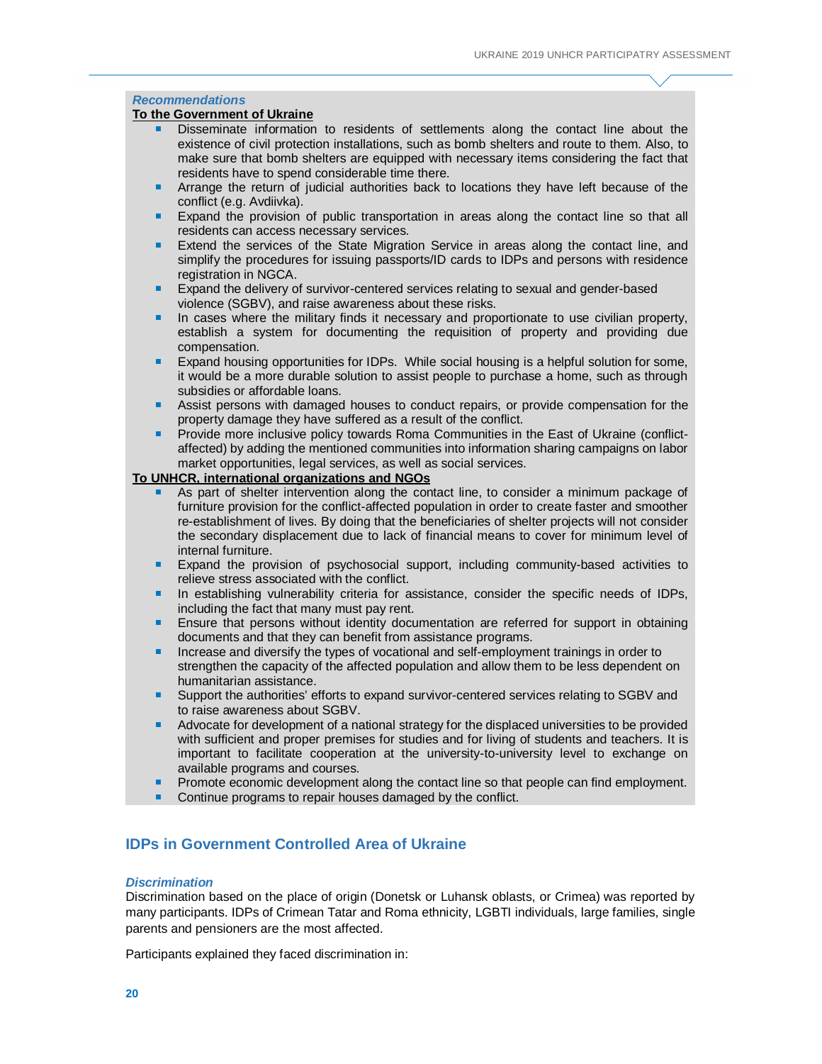### *Recommendations*

**To the Government of Ukraine**

- Disseminate information to residents of settlements along the contact line about the existence of civil protection installations, such as bomb shelters and route to them. Also, to make sure that bomb shelters are equipped with necessary items considering the fact that residents have to spend considerable time there.
- Arrange the return of judicial authorities back to locations they have left because of the conflict (e.g. Avdiivka).
- Expand the provision of public transportation in areas along the contact line so that all residents can access necessary services.
- Extend the services of the State Migration Service in areas along the contact line, and simplify the procedures for issuing passports/ID cards to IDPs and persons with residence registration in NGCA.
- Expand the delivery of survivor-centered services relating to sexual and gender-based violence (SGBV), and raise awareness about these risks.
- In cases where the military finds it necessary and proportionate to use civilian property, establish a system for documenting the requisition of property and providing due compensation.
- Expand housing opportunities for IDPs. While social housing is a helpful solution for some, it would be a more durable solution to assist people to purchase a home, such as through subsidies or affordable loans.
- Assist persons with damaged houses to conduct repairs, or provide compensation for the property damage they have suffered as a result of the conflict.
- Provide more inclusive policy towards Roma Communities in the East of Ukraine (conflict-affected) by adding the mentioned communities into information sharing campaigns on labor market opportunities, legal services, as well as social services.

**To UNHCR, international organizations and NGOs**

- As part of shelter intervention along the contact line, to consider a minimum package of furniture provision for the conflict-affected population in order to create faster and smoother re-establishment of lives. By doing that the beneficiaries of shelter projects will not consider the secondary displacement due to lack of financial means to cover for minimum level of internal furniture.
- Expand the provision of psychosocial support, including community-based activities to relieve stress associated with the conflict.
- In establishing vulnerability criteria for assistance, consider the specific needs of IDPs, including the fact that many must pay rent.
- Ensure that persons without identity documentation are referred for support in obtaining documents and that they can benefit from assistance programs.
- Increase and diversify the types of vocational and self-employment trainings in order to strengthen the capacity of the affected population and allow them to be less dependent on humanitarian assistance.
- Support the authorities' efforts to expand survivor-centered services relating to SGBV and to raise awareness about SGBV.
- Advocate for development of a national strategy for the displaced universities to be provided with sufficient and proper premises for studies and for living of students and teachers. It is important to facilitate cooperation at the university-to-university level to exchange on available programs and courses.
- Promote economic development along the contact line so that people can find employment.
- Continue programs to repair houses damaged by the conflict.

## IDPs in Government Controlled Area of Ukraine

### *Discrimination*

Discrimination based on the place of origin (Donetsk or Luhansk oblasts, or Crimea) was reported by many participants. IDPs of Crimean Tatar and Roma ethnicity, LGBTI individuals, large families, single parents and pensioners are the most affected.

Participants explained they faced discrimination in: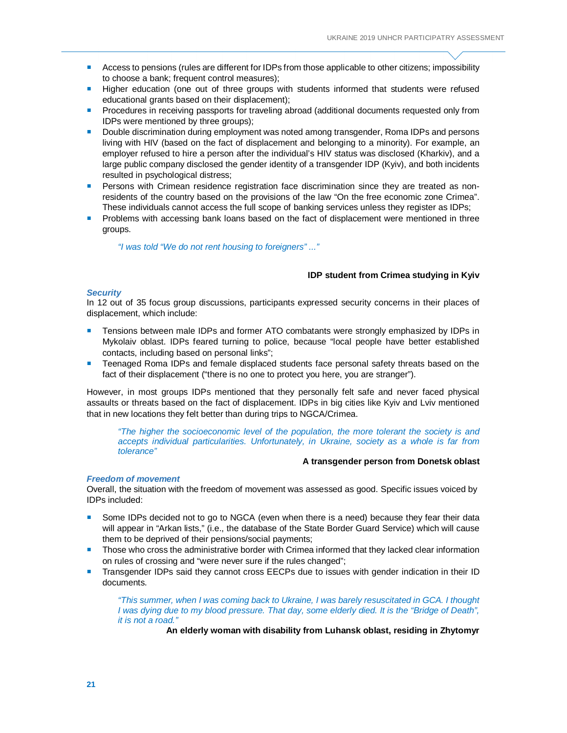- Access to pensions (rules are different for IDPs from those applicable to other citizens; impossibility to choose a bank; frequent control measures);
- Higher education (one out of three groups with students informed that students were refused educational grants based on their displacement);
- Procedures in receiving passports for traveling abroad (additional documents requested only from IDPs were mentioned by three groups);
- Double discrimination during employment was noted among transgender, Roma IDPs and persons living with HIV (based on the fact of displacement and belonging to a minority). For example, an employer refused to hire a person after the individual's HIV status was disclosed (Kharkiv), and a large public company disclosed the gender identity of a transgender IDP (Kyiv), and both incidents resulted in psychological distress;
- Persons with Crimean residence registration face discrimination since they are treated as non-residents of the country based on the provisions of the law "On the free economic zone Crimea". These individuals cannot access the full scope of banking services unless they register as IDPs;
- Problems with accessing bank loans based on the fact of displacement were mentioned in three groups.

> *"I was told "We do not rent housing to foreigners" ..."*
>
> **IDP student from Crimea studying in Kyiv**

### *Security*

In 12 out of 35 focus group discussions, participants expressed security concerns in their places of displacement, which include:

- Tensions between male IDPs and former ATO combatants were strongly emphasized by IDPs in Mykolaiv oblast. IDPs feared turning to police, because "local people have better established contacts, including based on personal links";
- Teenaged Roma IDPs and female displaced students face personal safety threats based on the fact of their displacement ("there is no one to protect you here, you are stranger").

However, in most groups IDPs mentioned that they personally felt safe and never faced physical assaults or threats based on the fact of displacement. IDPs in big cities like Kyiv and Lviv mentioned that in new locations they felt better than during trips to NGCA/Crimea.

> *"The higher the socioeconomic level of the population, the more tolerant the society is and accepts individual particularities. Unfortunately, in Ukraine, society as a whole is far from tolerance"*
>
> **A transgender person from Donetsk oblast**

### *Freedom of movement*

Overall, the situation with the freedom of movement was assessed as good. Specific issues voiced by IDPs included:

- Some IDPs decided not to go to NGCA (even when there is a need) because they fear their data will appear in "Arkan lists," (i.e., the database of the State Border Guard Service) which will cause them to be deprived of their pensions/social payments;
- Those who cross the administrative border with Crimea informed that they lacked clear information on rules of crossing and "were never sure if the rules changed";
- Transgender IDPs said they cannot cross EECPs due to issues with gender indication in their ID documents.

> *"This summer, when I was coming back to Ukraine, I was barely resuscitated in GCA. I thought I was dying due to my blood pressure. That day, some elderly died. It is the "Bridge of Death", it is not a road."*
>
> **An elderly woman with disability from Luhansk oblast, residing in Zhytomyr**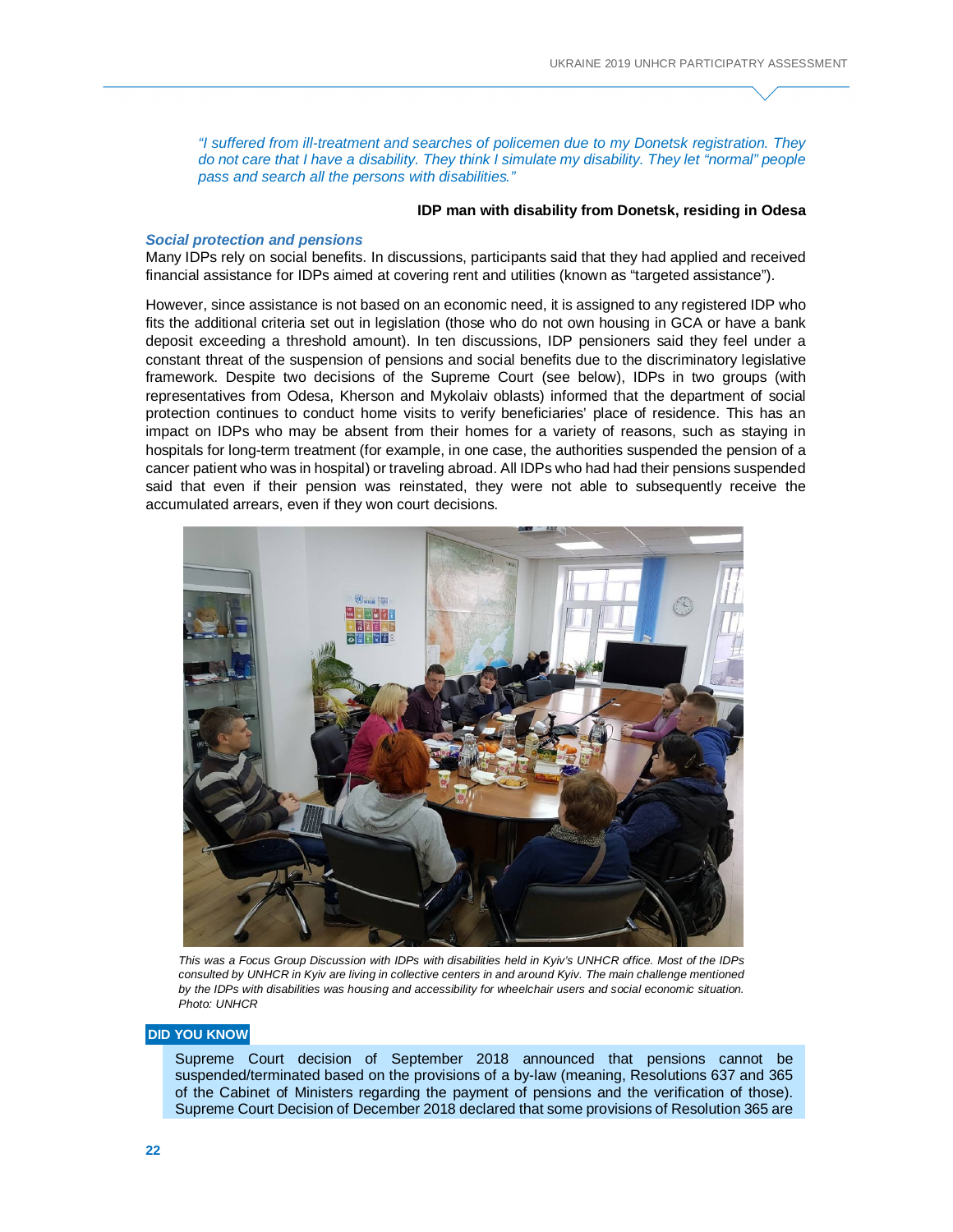*"I suffered from ill-treatment and searches of policemen due to my Donetsk registration. They do not care that I have a disability. They think I simulate my disability. They let "normal" people pass and search all the persons with disabilities."*

**IDP man with disability from Donetsk, residing in Odesa**

### *Social protection and pensions*

Many IDPs rely on social benefits. In discussions, participants said that they had applied and received financial assistance for IDPs aimed at covering rent and utilities (known as "targeted assistance").

However, since assistance is not based on an economic need, it is assigned to any registered IDP who fits the additional criteria set out in legislation (those who do not own housing in GCA or have a bank deposit exceeding a threshold amount). In ten discussions, IDP pensioners said they feel under a constant threat of the suspension of pensions and social benefits due to the discriminatory legislative framework. Despite two decisions of the Supreme Court (see below), IDPs in two groups (with representatives from Odesa, Kherson and Mykolaiv oblasts) informed that the department of social protection continues to conduct home visits to verify beneficiaries' place of residence. This has an impact on IDPs who may be absent from their homes for a variety of reasons, such as staying in hospitals for long-term treatment (for example, in one case, the authorities suspended the pension of a cancer patient who was in hospital) or traveling abroad. All IDPs who had had their pensions suspended said that even if their pension was reinstated, they were not able to subsequently receive the accumulated arrears, even if they won court decisions.

*This was a Focus Group Discussion with IDPs with disabilities held in Kyiv's UNHCR office. Most of the IDPs consulted by UNHCR in Kyiv are living in collective centers in and around Kyiv. The main challenge mentioned by the IDPs with disabilities was housing and accessibility for wheelchair users and social economic situation. Photo: UNHCR*

**DID YOU KNOW**

Supreme Court decision of September 2018 announced that pensions cannot be suspended/terminated based on the provisions of a by-law (meaning, Resolutions 637 and 365 of the Cabinet of Ministers regarding the payment of pensions and the verification of those). Supreme Court Decision of December 2018 declared that some provisions of Resolution 365 are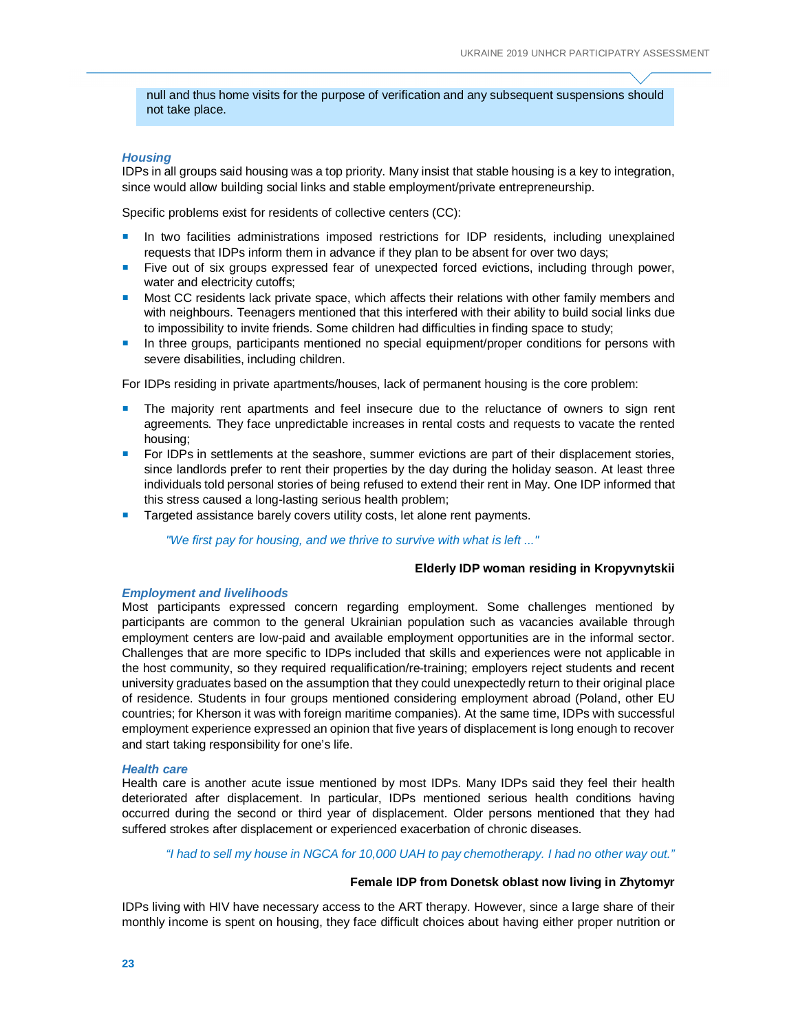null and thus home visits for the purpose of verification and any subsequent suspensions should not take place.

### *Housing*

IDPs in all groups said housing was a top priority. Many insist that stable housing is a key to integration, since would allow building social links and stable employment/private entrepreneurship.

Specific problems exist for residents of collective centers (CC):

- In two facilities administrations imposed restrictions for IDP residents, including unexplained requests that IDPs inform them in advance if they plan to be absent for over two days;
- Five out of six groups expressed fear of unexpected forced evictions, including through power, water and electricity cutoffs;
- Most CC residents lack private space, which affects their relations with other family members and with neighbours. Teenagers mentioned that this interfered with their ability to build social links due to impossibility to invite friends. Some children had difficulties in finding space to study;
- In three groups, participants mentioned no special equipment/proper conditions for persons with severe disabilities, including children.

For IDPs residing in private apartments/houses, lack of permanent housing is the core problem:

- The majority rent apartments and feel insecure due to the reluctance of owners to sign rent agreements. They face unpredictable increases in rental costs and requests to vacate the rented housing;
- For IDPs in settlements at the seashore, summer evictions are part of their displacement stories, since landlords prefer to rent their properties by the day during the holiday season. At least three individuals told personal stories of being refused to extend their rent in May. One IDP informed that this stress caused a long-lasting serious health problem;
- Targeted assistance barely covers utility costs, let alone rent payments.

> *"We first pay for housing, and we thrive to survive with what is left ..."*
>
> **Elderly IDP woman residing in Kropyvnytskii**

### *Employment and livelihoods*

Most participants expressed concern regarding employment. Some challenges mentioned by participants are common to the general Ukrainian population such as vacancies available through employment centers are low-paid and available employment opportunities are in the informal sector. Challenges that are more specific to IDPs included that skills and experiences were not applicable in the host community, so they required requalification/re-training; employers reject students and recent university graduates based on the assumption that they could unexpectedly return to their original place of residence. Students in four groups mentioned considering employment abroad (Poland, other EU countries; for Kherson it was with foreign maritime companies). At the same time, IDPs with successful employment experience expressed an opinion that five years of displacement is long enough to recover and start taking responsibility for one's life.

### *Health care*

Health care is another acute issue mentioned by most IDPs. Many IDPs said they feel their health deteriorated after displacement. In particular, IDPs mentioned serious health conditions having occurred during the second or third year of displacement. Older persons mentioned that they had suffered strokes after displacement or experienced exacerbation of chronic diseases.

> *"I had to sell my house in NGCA for 10,000 UAH to pay chemotherapy. I had no other way out."*
>
> **Female IDP from Donetsk oblast now living in Zhytomyr**

IDPs living with HIV have necessary access to the ART therapy. However, since a large share of their monthly income is spent on housing, they face difficult choices about having either proper nutrition or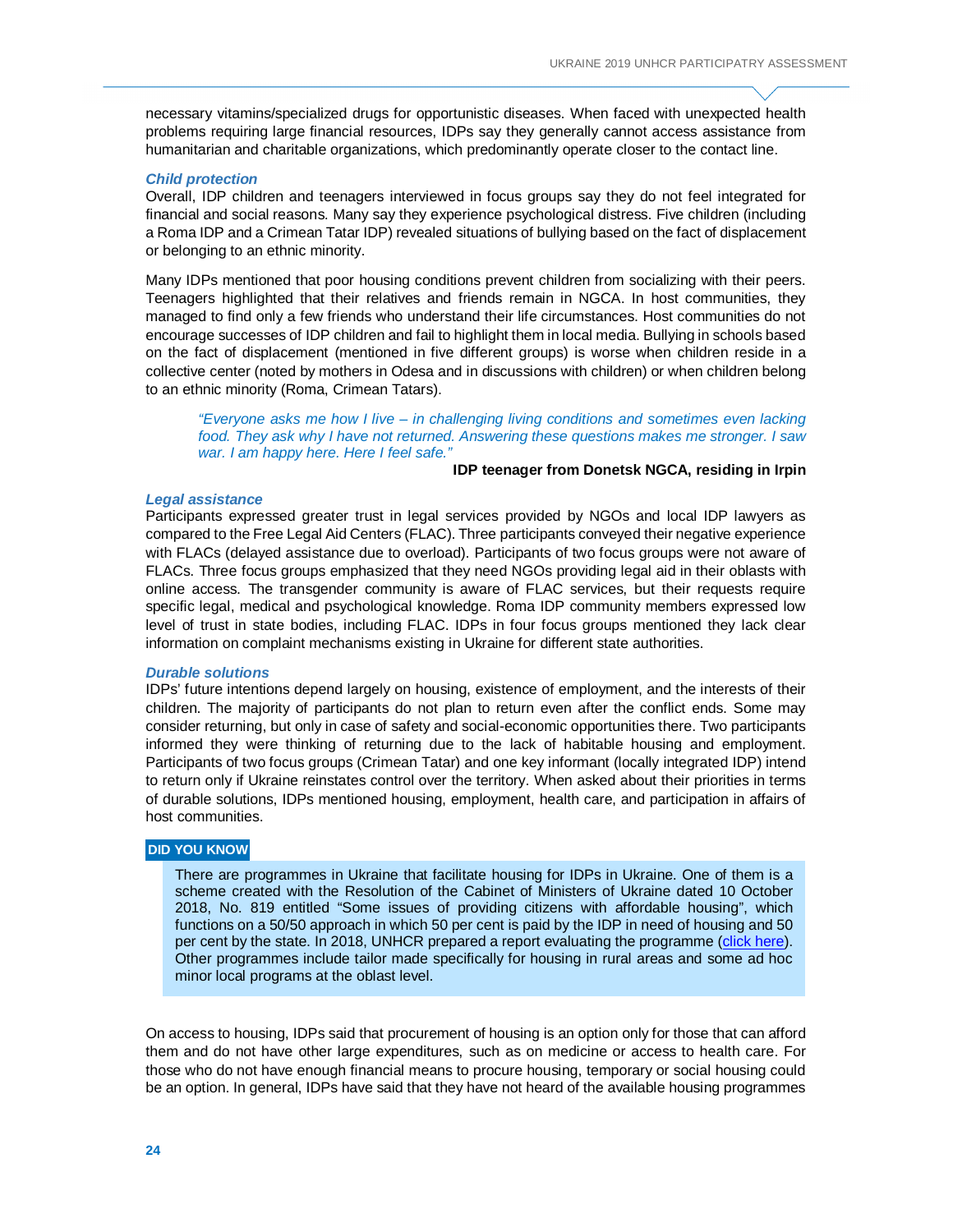necessary vitamins/specialized drugs for opportunistic diseases. When faced with unexpected health problems requiring large financial resources, IDPs say they generally cannot access assistance from humanitarian and charitable organizations, which predominantly operate closer to the contact line.

### *Child protection*

Overall, IDP children and teenagers interviewed in focus groups say they do not feel integrated for financial and social reasons. Many say they experience psychological distress. Five children (including a Roma IDP and a Crimean Tatar IDP) revealed situations of bullying based on the fact of displacement or belonging to an ethnic minority.

Many IDPs mentioned that poor housing conditions prevent children from socializing with their peers. Teenagers highlighted that their relatives and friends remain in NGCA. In host communities, they managed to find only a few friends who understand their life circumstances. Host communities do not encourage successes of IDP children and fail to highlight them in local media. Bullying in schools based on the fact of displacement (mentioned in five different groups) is worse when children reside in a collective center (noted by mothers in Odesa and in discussions with children) or when children belong to an ethnic minority (Roma, Crimean Tatars).

> *"Everyone asks me how I live – in challenging living conditions and sometimes even lacking food. They ask why I have not returned. Answering these questions makes me stronger. I saw war. I am happy here. Here I feel safe."*
>
> **IDP teenager from Donetsk NGCA, residing in Irpin**

### *Legal assistance*

Participants expressed greater trust in legal services provided by NGOs and local IDP lawyers as compared to the Free Legal Aid Centers (FLAC). Three participants conveyed their negative experience with FLACs (delayed assistance due to overload). Participants of two focus groups were not aware of FLACs. Three focus groups emphasized that they need NGOs providing legal aid in their oblasts with online access. The transgender community is aware of FLAC services, but their requests require specific legal, medical and psychological knowledge. Roma IDP community members expressed low level of trust in state bodies, including FLAC. IDPs in four focus groups mentioned they lack clear information on complaint mechanisms existing in Ukraine for different state authorities.

### *Durable solutions*

IDPs' future intentions depend largely on housing, existence of employment, and the interests of their children. The majority of participants do not plan to return even after the conflict ends. Some may consider returning, but only in case of safety and social-economic opportunities there. Two participants informed they were thinking of returning due to the lack of habitable housing and employment. Participants of two focus groups (Crimean Tatar) and one key informant (locally integrated IDP) intend to return only if Ukraine reinstates control over the territory. When asked about their priorities in terms of durable solutions, IDPs mentioned housing, employment, health care, and participation in affairs of host communities.

**DID YOU KNOW**

> There are programmes in Ukraine that facilitate housing for IDPs in Ukraine. One of them is a scheme created with the Resolution of the Cabinet of Ministers of Ukraine dated 10 October 2018, No. 819 entitled "Some issues of providing citizens with affordable housing", which functions on a 50/50 approach in which 50 per cent is paid by the IDP in need of housing and 50 per cent by the state. In 2018, UNHCR prepared a report evaluating the programme (click here). Other programmes include tailor made specifically for housing in rural areas and some ad hoc minor local programs at the oblast level.

On access to housing, IDPs said that procurement of housing is an option only for those that can afford them and do not have other large expenditures, such as on medicine or access to health care. For those who do not have enough financial means to procure housing, temporary or social housing could be an option. In general, IDPs have said that they have not heard of the available housing programmes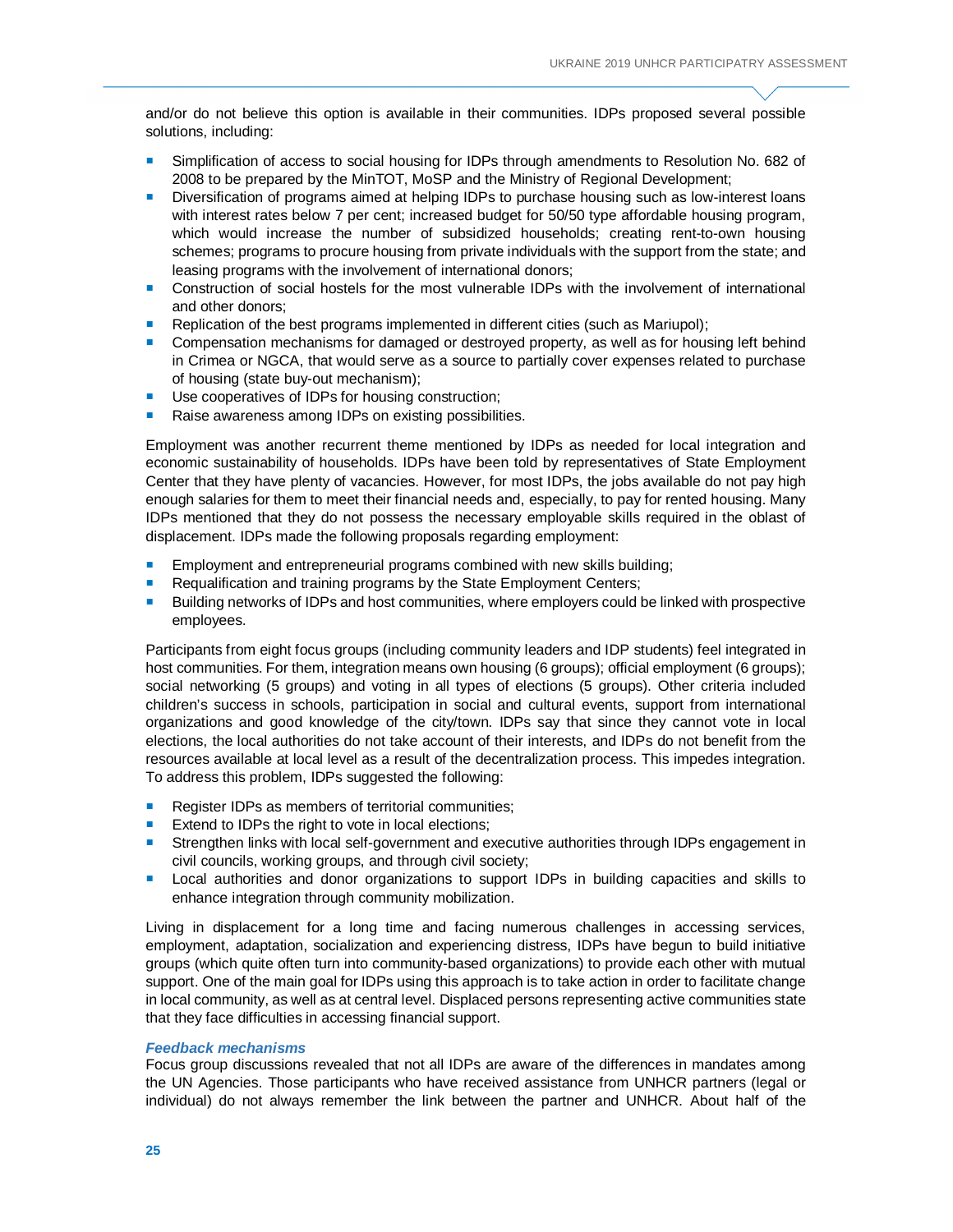and/or do not believe this option is available in their communities. IDPs proposed several possible solutions, including:

- Simplification of access to social housing for IDPs through amendments to Resolution No. 682 of 2008 to be prepared by the MinTOT, MoSP and the Ministry of Regional Development;
- Diversification of programs aimed at helping IDPs to purchase housing such as low-interest loans with interest rates below 7 per cent; increased budget for 50/50 type affordable housing program, which would increase the number of subsidized households; creating rent-to-own housing schemes; programs to procure housing from private individuals with the support from the state; and leasing programs with the involvement of international donors;
- Construction of social hostels for the most vulnerable IDPs with the involvement of international and other donors;
- Replication of the best programs implemented in different cities (such as Mariupol);
- Compensation mechanisms for damaged or destroyed property, as well as for housing left behind in Crimea or NGCA, that would serve as a source to partially cover expenses related to purchase of housing (state buy-out mechanism);
- Use cooperatives of IDPs for housing construction;
- Raise awareness among IDPs on existing possibilities.

Employment was another recurrent theme mentioned by IDPs as needed for local integration and economic sustainability of households. IDPs have been told by representatives of State Employment Center that they have plenty of vacancies. However, for most IDPs, the jobs available do not pay high enough salaries for them to meet their financial needs and, especially, to pay for rented housing. Many IDPs mentioned that they do not possess the necessary employable skills required in the oblast of displacement. IDPs made the following proposals regarding employment:

- Employment and entrepreneurial programs combined with new skills building;
- Requalification and training programs by the State Employment Centers;
- Building networks of IDPs and host communities, where employers could be linked with prospective employees.

Participants from eight focus groups (including community leaders and IDP students) feel integrated in host communities. For them, integration means own housing (6 groups); official employment (6 groups); social networking (5 groups) and voting in all types of elections (5 groups). Other criteria included children's success in schools, participation in social and cultural events, support from international organizations and good knowledge of the city/town. IDPs say that since they cannot vote in local elections, the local authorities do not take account of their interests, and IDPs do not benefit from the resources available at local level as a result of the decentralization process. This impedes integration. To address this problem, IDPs suggested the following:

- Register IDPs as members of territorial communities;
- Extend to IDPs the right to vote in local elections;
- Strengthen links with local self-government and executive authorities through IDPs engagement in civil councils, working groups, and through civil society;
- Local authorities and donor organizations to support IDPs in building capacities and skills to enhance integration through community mobilization.

Living in displacement for a long time and facing numerous challenges in accessing services, employment, adaptation, socialization and experiencing distress, IDPs have begun to build initiative groups (which quite often turn into community-based organizations) to provide each other with mutual support. One of the main goal for IDPs using this approach is to take action in order to facilitate change in local community, as well as at central level. Displaced persons representing active communities state that they face difficulties in accessing financial support.

***Feedback mechanisms***

Focus group discussions revealed that not all IDPs are aware of the differences in mandates among the UN Agencies. Those participants who have received assistance from UNHCR partners (legal or individual) do not always remember the link between the partner and UNHCR. About half of the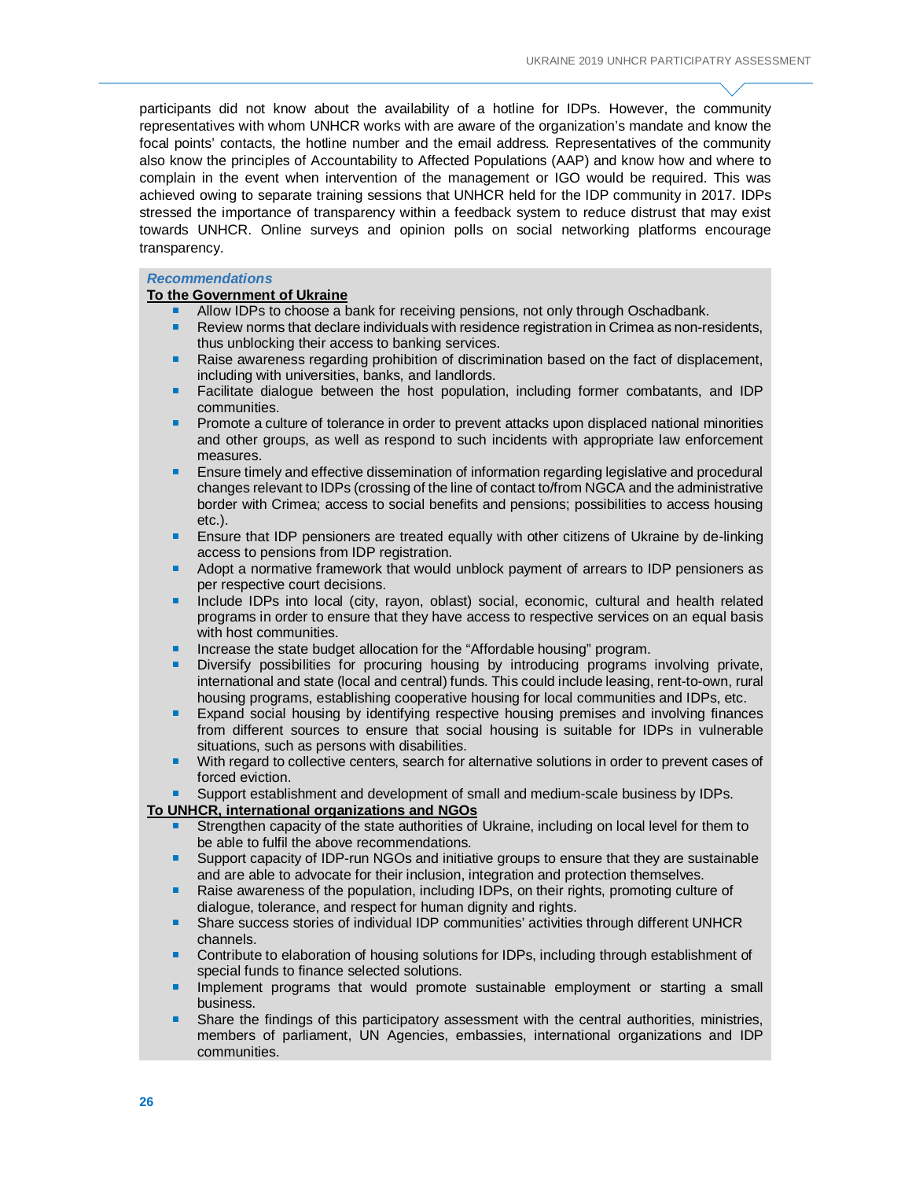participants did not know about the availability of a hotline for IDPs. However, the community representatives with whom UNHCR works with are aware of the organization's mandate and know the focal points' contacts, the hotline number and the email address. Representatives of the community also know the principles of Accountability to Affected Populations (AAP) and know how and where to complain in the event when intervention of the management or IGO would be required. This was achieved owing to separate training sessions that UNHCR held for the IDP community in 2017. IDPs stressed the importance of transparency within a feedback system to reduce distrust that may exist towards UNHCR. Online surveys and opinion polls on social networking platforms encourage transparency.

***Recommendations***

**To the Government of Ukraine**

- Allow IDPs to choose a bank for receiving pensions, not only through Oschadbank.
- Review norms that declare individuals with residence registration in Crimea as non-residents, thus unblocking their access to banking services.
- Raise awareness regarding prohibition of discrimination based on the fact of displacement, including with universities, banks, and landlords.
- Facilitate dialogue between the host population, including former combatants, and IDP communities.
- Promote a culture of tolerance in order to prevent attacks upon displaced national minorities and other groups, as well as respond to such incidents with appropriate law enforcement measures.
- Ensure timely and effective dissemination of information regarding legislative and procedural changes relevant to IDPs (crossing of the line of contact to/from NGCA and the administrative border with Crimea; access to social benefits and pensions; possibilities to access housing etc.).
- Ensure that IDP pensioners are treated equally with other citizens of Ukraine by de-linking access to pensions from IDP registration.
- Adopt a normative framework that would unblock payment of arrears to IDP pensioners as per respective court decisions.
- Include IDPs into local (city, rayon, oblast) social, economic, cultural and health related programs in order to ensure that they have access to respective services on an equal basis with host communities.
- Increase the state budget allocation for the "Affordable housing" program.
- Diversify possibilities for procuring housing by introducing programs involving private, international and state (local and central) funds. This could include leasing, rent-to-own, rural housing programs, establishing cooperative housing for local communities and IDPs, etc.
- Expand social housing by identifying respective housing premises and involving finances from different sources to ensure that social housing is suitable for IDPs in vulnerable situations, such as persons with disabilities.
- With regard to collective centers, search for alternative solutions in order to prevent cases of forced eviction.
- Support establishment and development of small and medium-scale business by IDPs.

**To UNHCR, international organizations and NGOs**

- Strengthen capacity of the state authorities of Ukraine, including on local level for them to be able to fulfil the above recommendations.
- Support capacity of IDP-run NGOs and initiative groups to ensure that they are sustainable and are able to advocate for their inclusion, integration and protection themselves.
- Raise awareness of the population, including IDPs, on their rights, promoting culture of dialogue, tolerance, and respect for human dignity and rights.
- Share success stories of individual IDP communities' activities through different UNHCR channels.
- Contribute to elaboration of housing solutions for IDPs, including through establishment of special funds to finance selected solutions.
- Implement programs that would promote sustainable employment or starting a small business.
- Share the findings of this participatory assessment with the central authorities, ministries, members of parliament, UN Agencies, embassies, international organizations and IDP communities.